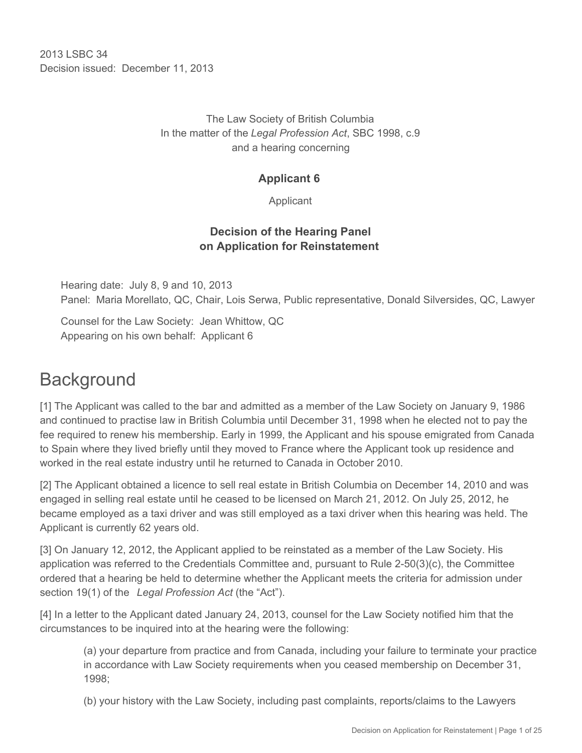2013 LSBC 34
Decision issued: December 11, 2013

The Law Society of British Columbia
In the matter of the *Legal Profession Act*, SBC 1998, c.9
and a hearing concerning

**Applicant 6**

Applicant

**Decision of the Hearing Panel
on Application for Reinstatement**

Hearing date: July 8, 9 and 10, 2013
Panel: Maria Morellato, QC, Chair, Lois Serwa, Public representative, Donald Silversides, QC, Lawyer

Counsel for the Law Society: Jean Whittow, QC
Appearing on his own behalf: Applicant 6

# Background

[1] The Applicant was called to the bar and admitted as a member of the Law Society on January 9, 1986 and continued to practise law in British Columbia until December 31, 1998 when he elected not to pay the fee required to renew his membership. Early in 1999, the Applicant and his spouse emigrated from Canada to Spain where they lived briefly until they moved to France where the Applicant took up residence and worked in the real estate industry until he returned to Canada in October 2010.

[2] The Applicant obtained a licence to sell real estate in British Columbia on December 14, 2010 and was engaged in selling real estate until he ceased to be licensed on March 21, 2012. On July 25, 2012, he became employed as a taxi driver and was still employed as a taxi driver when this hearing was held. The Applicant is currently 62 years old.

[3] On January 12, 2012, the Applicant applied to be reinstated as a member of the Law Society. His application was referred to the Credentials Committee and, pursuant to Rule 2-50(3)(c), the Committee ordered that a hearing be held to determine whether the Applicant meets the criteria for admission under section 19(1) of the *Legal Profession Act* (the "Act").

[4] In a letter to the Applicant dated January 24, 2013, counsel for the Law Society notified him that the circumstances to be inquired into at the hearing were the following:

> (a) your departure from practice and from Canada, including your failure to terminate your practice in accordance with Law Society requirements when you ceased membership on December 31, 1998;
>
> (b) your history with the Law Society, including past complaints, reports/claims to the Lawyers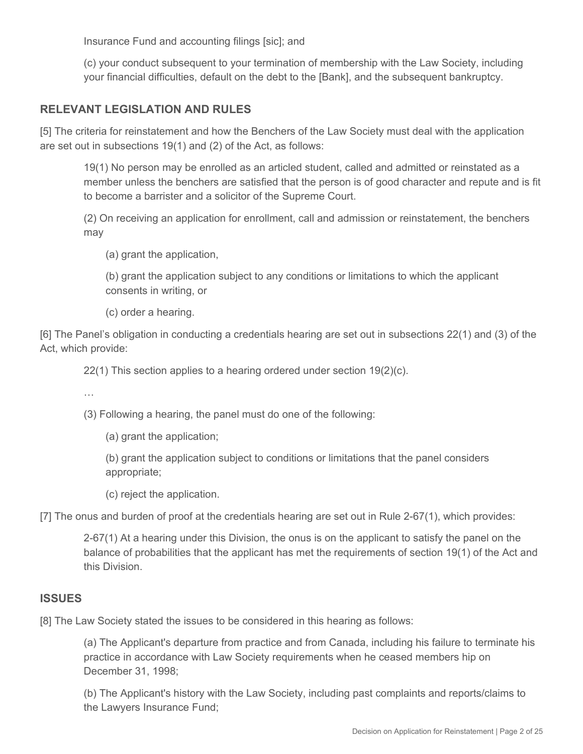Insurance Fund and accounting filings [sic]; and

(c) your conduct subsequent to your termination of membership with the Law Society, including your financial difficulties, default on the debt to the [Bank], and the subsequent bankruptcy.

## RELEVANT LEGISLATION AND RULES

[5] The criteria for reinstatement and how the Benchers of the Law Society must deal with the application are set out in subsections 19(1) and (2) of the Act, as follows:

> 19(1) No person may be enrolled as an articled student, called and admitted or reinstated as a member unless the benchers are satisfied that the person is of good character and repute and is fit to become a barrister and a solicitor of the Supreme Court.
>
> (2) On receiving an application for enrollment, call and admission or reinstatement, the benchers may
>
> > (a) grant the application,
> >
> > (b) grant the application subject to any conditions or limitations to which the applicant consents in writing, or
> >
> > (c) order a hearing.

[6] The Panel's obligation in conducting a credentials hearing are set out in subsections 22(1) and (3) of the Act, which provide:

> 22(1) This section applies to a hearing ordered under section 19(2)(c).
>
> …
>
> (3) Following a hearing, the panel must do one of the following:
>
> > (a) grant the application;
> >
> > (b) grant the application subject to conditions or limitations that the panel considers appropriate;
> >
> > (c) reject the application.

[7] The onus and burden of proof at the credentials hearing are set out in Rule 2-67(1), which provides:

> 2-67(1) At a hearing under this Division, the onus is on the applicant to satisfy the panel on the balance of probabilities that the applicant has met the requirements of section 19(1) of the Act and this Division.

## ISSUES

[8] The Law Society stated the issues to be considered in this hearing as follows:

> (a) The Applicant's departure from practice and from Canada, including his failure to terminate his practice in accordance with Law Society requirements when he ceased members hip on December 31, 1998;
>
> (b) The Applicant's history with the Law Society, including past complaints and reports/claims to the Lawyers Insurance Fund;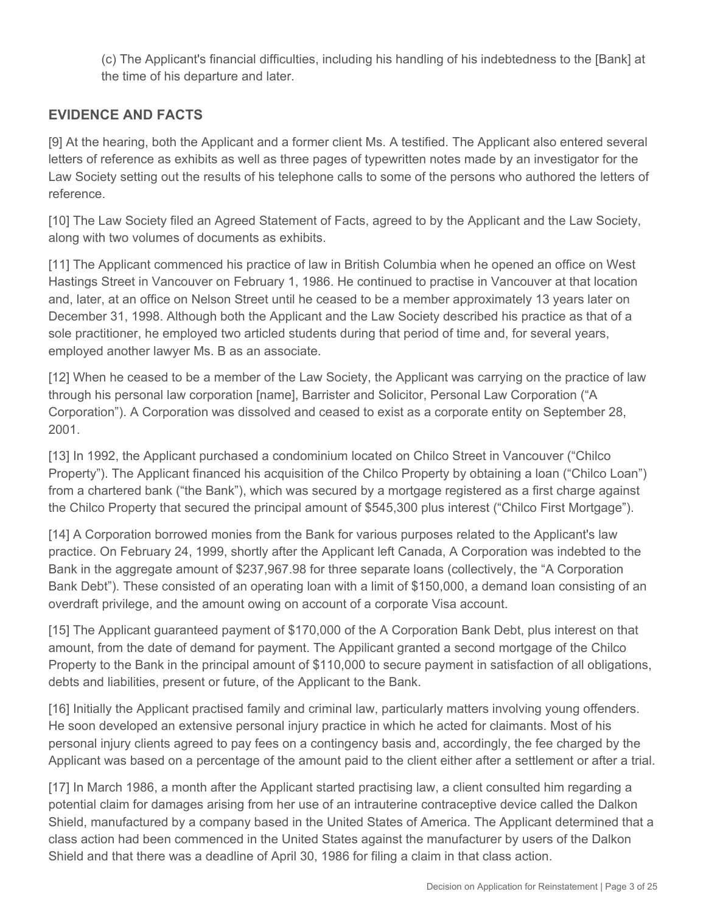(c) The Applicant's financial difficulties, including his handling of his indebtedness to the [Bank] at the time of his departure and later.

## EVIDENCE AND FACTS

[9] At the hearing, both the Applicant and a former client Ms. A testified. The Applicant also entered several letters of reference as exhibits as well as three pages of typewritten notes made by an investigator for the Law Society setting out the results of his telephone calls to some of the persons who authored the letters of reference.

[10] The Law Society filed an Agreed Statement of Facts, agreed to by the Applicant and the Law Society, along with two volumes of documents as exhibits.

[11] The Applicant commenced his practice of law in British Columbia when he opened an office on West Hastings Street in Vancouver on February 1, 1986. He continued to practise in Vancouver at that location and, later, at an office on Nelson Street until he ceased to be a member approximately 13 years later on December 31, 1998. Although both the Applicant and the Law Society described his practice as that of a sole practitioner, he employed two articled students during that period of time and, for several years, employed another lawyer Ms. B as an associate.

[12] When he ceased to be a member of the Law Society, the Applicant was carrying on the practice of law through his personal law corporation [name], Barrister and Solicitor, Personal Law Corporation ("A Corporation"). A Corporation was dissolved and ceased to exist as a corporate entity on September 28, 2001.

[13] In 1992, the Applicant purchased a condominium located on Chilco Street in Vancouver ("Chilco Property"). The Applicant financed his acquisition of the Chilco Property by obtaining a loan ("Chilco Loan") from a chartered bank ("the Bank"), which was secured by a mortgage registered as a first charge against the Chilco Property that secured the principal amount of $545,300 plus interest ("Chilco First Mortgage").

[14] A Corporation borrowed monies from the Bank for various purposes related to the Applicant's law practice. On February 24, 1999, shortly after the Applicant left Canada, A Corporation was indebted to the Bank in the aggregate amount of $237,967.98 for three separate loans (collectively, the "A Corporation Bank Debt"). These consisted of an operating loan with a limit of $150,000, a demand loan consisting of an overdraft privilege, and the amount owing on account of a corporate Visa account.

[15] The Applicant guaranteed payment of $170,000 of the A Corporation Bank Debt, plus interest on that amount, from the date of demand for payment. The Appilicant granted a second mortgage of the Chilco Property to the Bank in the principal amount of $110,000 to secure payment in satisfaction of all obligations, debts and liabilities, present or future, of the Applicant to the Bank.

[16] Initially the Applicant practised family and criminal law, particularly matters involving young offenders. He soon developed an extensive personal injury practice in which he acted for claimants. Most of his personal injury clients agreed to pay fees on a contingency basis and, accordingly, the fee charged by the Applicant was based on a percentage of the amount paid to the client either after a settlement or after a trial.

[17] In March 1986, a month after the Applicant started practising law, a client consulted him regarding a potential claim for damages arising from her use of an intrauterine contraceptive device called the Dalkon Shield, manufactured by a company based in the United States of America. The Applicant determined that a class action had been commenced in the United States against the manufacturer by users of the Dalkon Shield and that there was a deadline of April 30, 1986 for filing a claim in that class action.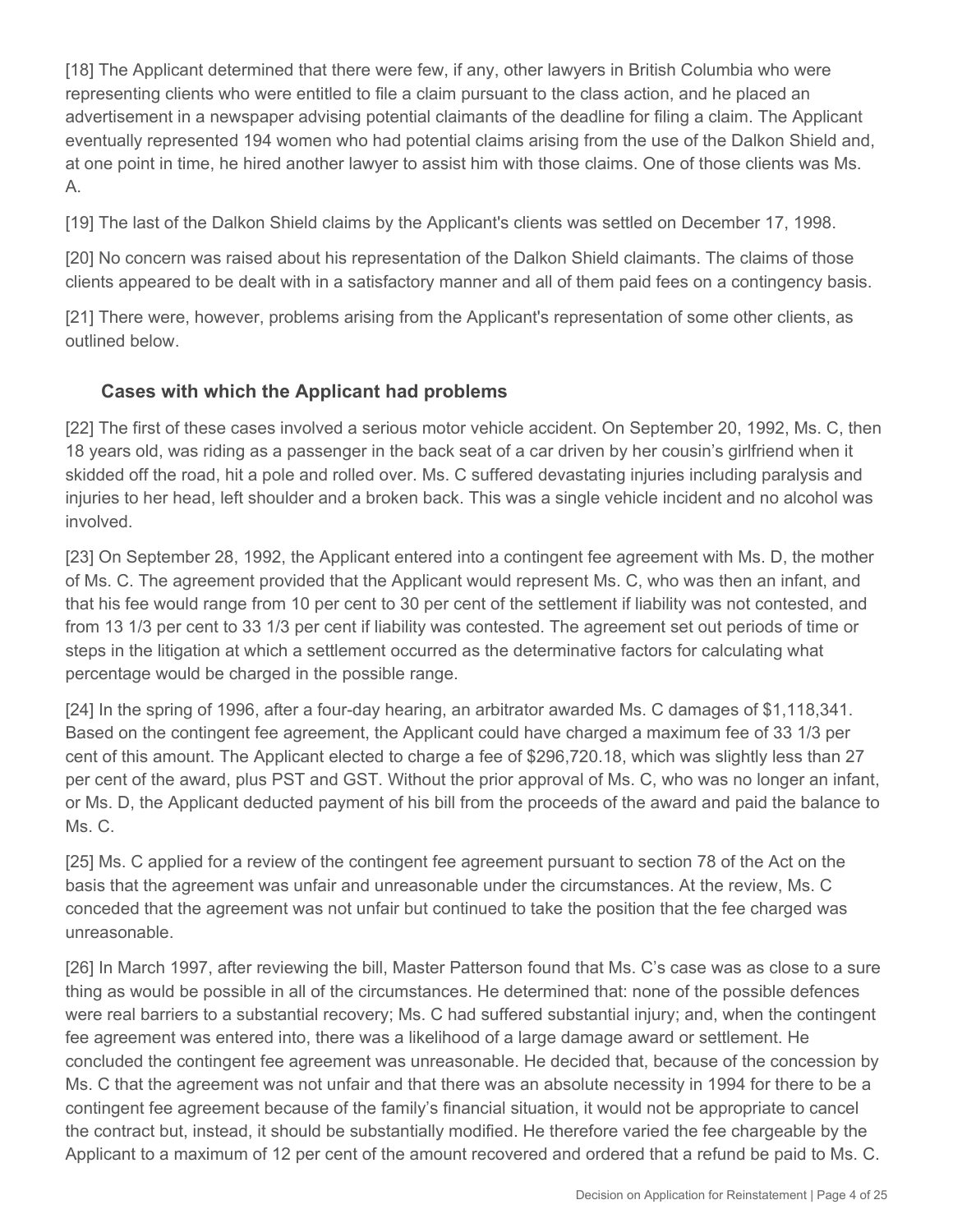[18] The Applicant determined that there were few, if any, other lawyers in British Columbia who were representing clients who were entitled to file a claim pursuant to the class action, and he placed an advertisement in a newspaper advising potential claimants of the deadline for filing a claim. The Applicant eventually represented 194 women who had potential claims arising from the use of the Dalkon Shield and, at one point in time, he hired another lawyer to assist him with those claims. One of those clients was Ms. A.

[19] The last of the Dalkon Shield claims by the Applicant's clients was settled on December 17, 1998.

[20] No concern was raised about his representation of the Dalkon Shield claimants. The claims of those clients appeared to be dealt with in a satisfactory manner and all of them paid fees on a contingency basis.

[21] There were, however, problems arising from the Applicant's representation of some other clients, as outlined below.

### Cases with which the Applicant had problems

[22] The first of these cases involved a serious motor vehicle accident. On September 20, 1992, Ms. C, then 18 years old, was riding as a passenger in the back seat of a car driven by her cousin's girlfriend when it skidded off the road, hit a pole and rolled over. Ms. C suffered devastating injuries including paralysis and injuries to her head, left shoulder and a broken back. This was a single vehicle incident and no alcohol was involved.

[23] On September 28, 1992, the Applicant entered into a contingent fee agreement with Ms. D, the mother of Ms. C. The agreement provided that the Applicant would represent Ms. C, who was then an infant, and that his fee would range from 10 per cent to 30 per cent of the settlement if liability was not contested, and from 13 1/3 per cent to 33 1/3 per cent if liability was contested. The agreement set out periods of time or steps in the litigation at which a settlement occurred as the determinative factors for calculating what percentage would be charged in the possible range.

[24] In the spring of 1996, after a four-day hearing, an arbitrator awarded Ms. C damages of $1,118,341. Based on the contingent fee agreement, the Applicant could have charged a maximum fee of 33 1/3 per cent of this amount. The Applicant elected to charge a fee of $296,720.18, which was slightly less than 27 per cent of the award, plus PST and GST. Without the prior approval of Ms. C, who was no longer an infant, or Ms. D, the Applicant deducted payment of his bill from the proceeds of the award and paid the balance to Ms. C.

[25] Ms. C applied for a review of the contingent fee agreement pursuant to section 78 of the Act on the basis that the agreement was unfair and unreasonable under the circumstances. At the review, Ms. C conceded that the agreement was not unfair but continued to take the position that the fee charged was unreasonable.

[26] In March 1997, after reviewing the bill, Master Patterson found that Ms. C's case was as close to a sure thing as would be possible in all of the circumstances. He determined that: none of the possible defences were real barriers to a substantial recovery; Ms. C had suffered substantial injury; and, when the contingent fee agreement was entered into, there was a likelihood of a large damage award or settlement. He concluded the contingent fee agreement was unreasonable. He decided that, because of the concession by Ms. C that the agreement was not unfair and that there was an absolute necessity in 1994 for there to be a contingent fee agreement because of the family's financial situation, it would not be appropriate to cancel the contract but, instead, it should be substantially modified. He therefore varied the fee chargeable by the Applicant to a maximum of 12 per cent of the amount recovered and ordered that a refund be paid to Ms. C.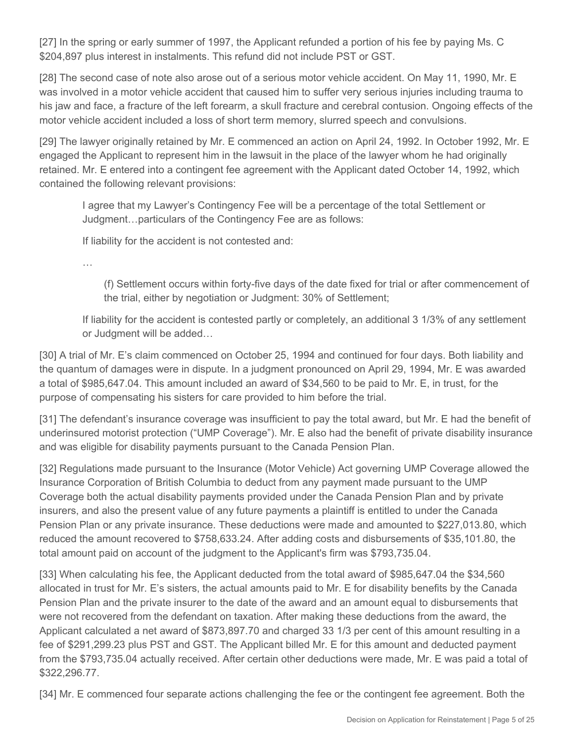[27] In the spring or early summer of 1997, the Applicant refunded a portion of his fee by paying Ms. C $204,897 plus interest in instalments. This refund did not include PST or GST.

[28] The second case of note also arose out of a serious motor vehicle accident. On May 11, 1990, Mr. E was involved in a motor vehicle accident that caused him to suffer very serious injuries including trauma to his jaw and face, a fracture of the left forearm, a skull fracture and cerebral contusion. Ongoing effects of the motor vehicle accident included a loss of short term memory, slurred speech and convulsions.

[29] The lawyer originally retained by Mr. E commenced an action on April 24, 1992. In October 1992, Mr. E engaged the Applicant to represent him in the lawsuit in the place of the lawyer whom he had originally retained. Mr. E entered into a contingent fee agreement with the Applicant dated October 14, 1992, which contained the following relevant provisions:

> I agree that my Lawyer's Contingency Fee will be a percentage of the total Settlement or Judgment…particulars of the Contingency Fee are as follows:
>
> If liability for the accident is not contested and:
>
> …
>
> > (f) Settlement occurs within forty-five days of the date fixed for trial or after commencement of the trial, either by negotiation or Judgment: 30% of Settlement;
>
> If liability for the accident is contested partly or completely, an additional 3 1/3% of any settlement or Judgment will be added…

[30] A trial of Mr. E's claim commenced on October 25, 1994 and continued for four days. Both liability and the quantum of damages were in dispute. In a judgment pronounced on April 29, 1994, Mr. E was awarded a total of $985,647.04. This amount included an award of $34,560 to be paid to Mr. E, in trust, for the purpose of compensating his sisters for care provided to him before the trial.

[31] The defendant's insurance coverage was insufficient to pay the total award, but Mr. E had the benefit of underinsured motorist protection ("UMP Coverage"). Mr. E also had the benefit of private disability insurance and was eligible for disability payments pursuant to the Canada Pension Plan.

[32] Regulations made pursuant to the Insurance (Motor Vehicle) Act governing UMP Coverage allowed the Insurance Corporation of British Columbia to deduct from any payment made pursuant to the UMP Coverage both the actual disability payments provided under the Canada Pension Plan and by private insurers, and also the present value of any future payments a plaintiff is entitled to under the Canada Pension Plan or any private insurance. These deductions were made and amounted to $227,013.80, which reduced the amount recovered to $758,633.24. After adding costs and disbursements of $35,101.80, the total amount paid on account of the judgment to the Applicant's firm was $793,735.04.

[33] When calculating his fee, the Applicant deducted from the total award of $985,647.04 the $34,560 allocated in trust for Mr. E's sisters, the actual amounts paid to Mr. E for disability benefits by the Canada Pension Plan and the private insurer to the date of the award and an amount equal to disbursements that were not recovered from the defendant on taxation. After making these deductions from the award, the Applicant calculated a net award of $873,897.70 and charged 33 1/3 per cent of this amount resulting in a fee of $291,299.23 plus PST and GST. The Applicant billed Mr. E for this amount and deducted payment from the $793,735.04 actually received. After certain other deductions were made, Mr. E was paid a total of $322,296.77.

[34] Mr. E commenced four separate actions challenging the fee or the contingent fee agreement. Both the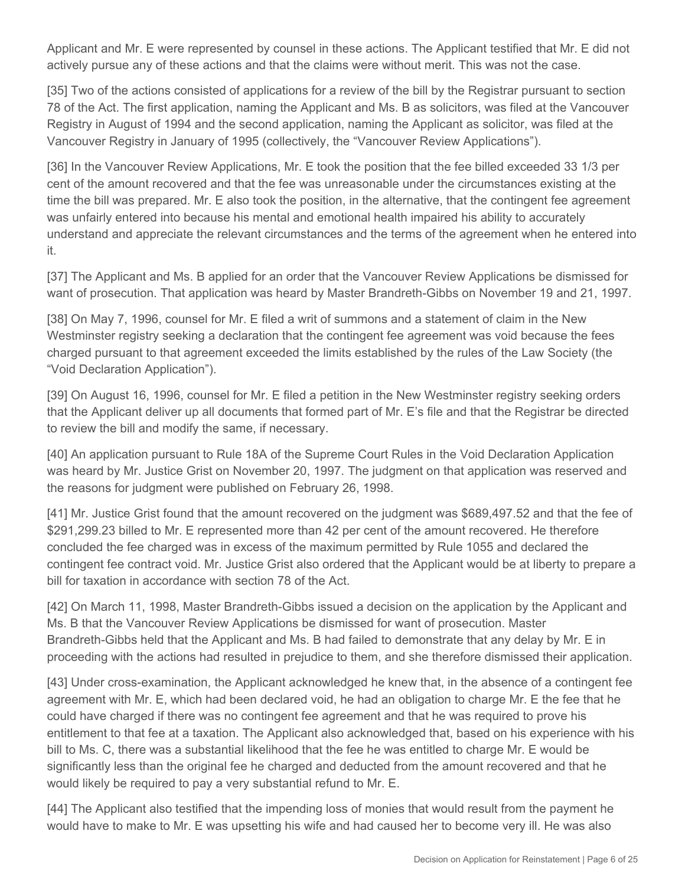Applicant and Mr. E were represented by counsel in these actions. The Applicant testified that Mr. E did not actively pursue any of these actions and that the claims were without merit. This was not the case.

[35] Two of the actions consisted of applications for a review of the bill by the Registrar pursuant to section 78 of the Act. The first application, naming the Applicant and Ms. B as solicitors, was filed at the Vancouver Registry in August of 1994 and the second application, naming the Applicant as solicitor, was filed at the Vancouver Registry in January of 1995 (collectively, the "Vancouver Review Applications").

[36] In the Vancouver Review Applications, Mr. E took the position that the fee billed exceeded 33 1/3 per cent of the amount recovered and that the fee was unreasonable under the circumstances existing at the time the bill was prepared. Mr. E also took the position, in the alternative, that the contingent fee agreement was unfairly entered into because his mental and emotional health impaired his ability to accurately understand and appreciate the relevant circumstances and the terms of the agreement when he entered into it.

[37] The Applicant and Ms. B applied for an order that the Vancouver Review Applications be dismissed for want of prosecution. That application was heard by Master Brandreth-Gibbs on November 19 and 21, 1997.

[38] On May 7, 1996, counsel for Mr. E filed a writ of summons and a statement of claim in the New Westminster registry seeking a declaration that the contingent fee agreement was void because the fees charged pursuant to that agreement exceeded the limits established by the rules of the Law Society (the "Void Declaration Application").

[39] On August 16, 1996, counsel for Mr. E filed a petition in the New Westminster registry seeking orders that the Applicant deliver up all documents that formed part of Mr. E's file and that the Registrar be directed to review the bill and modify the same, if necessary.

[40] An application pursuant to Rule 18A of the Supreme Court Rules in the Void Declaration Application was heard by Mr. Justice Grist on November 20, 1997. The judgment on that application was reserved and the reasons for judgment were published on February 26, 1998.

[41] Mr. Justice Grist found that the amount recovered on the judgment was $689,497.52 and that the fee of $291,299.23 billed to Mr. E represented more than 42 per cent of the amount recovered. He therefore concluded the fee charged was in excess of the maximum permitted by Rule 1055 and declared the contingent fee contract void. Mr. Justice Grist also ordered that the Applicant would be at liberty to prepare a bill for taxation in accordance with section 78 of the Act.

[42] On March 11, 1998, Master Brandreth-Gibbs issued a decision on the application by the Applicant and Ms. B that the Vancouver Review Applications be dismissed for want of prosecution. Master Brandreth-Gibbs held that the Applicant and Ms. B had failed to demonstrate that any delay by Mr. E in proceeding with the actions had resulted in prejudice to them, and she therefore dismissed their application.

[43] Under cross-examination, the Applicant acknowledged he knew that, in the absence of a contingent fee agreement with Mr. E, which had been declared void, he had an obligation to charge Mr. E the fee that he could have charged if there was no contingent fee agreement and that he was required to prove his entitlement to that fee at a taxation. The Applicant also acknowledged that, based on his experience with his bill to Ms. C, there was a substantial likelihood that the fee he was entitled to charge Mr. E would be significantly less than the original fee he charged and deducted from the amount recovered and that he would likely be required to pay a very substantial refund to Mr. E.

[44] The Applicant also testified that the impending loss of monies that would result from the payment he would have to make to Mr. E was upsetting his wife and had caused her to become very ill. He was also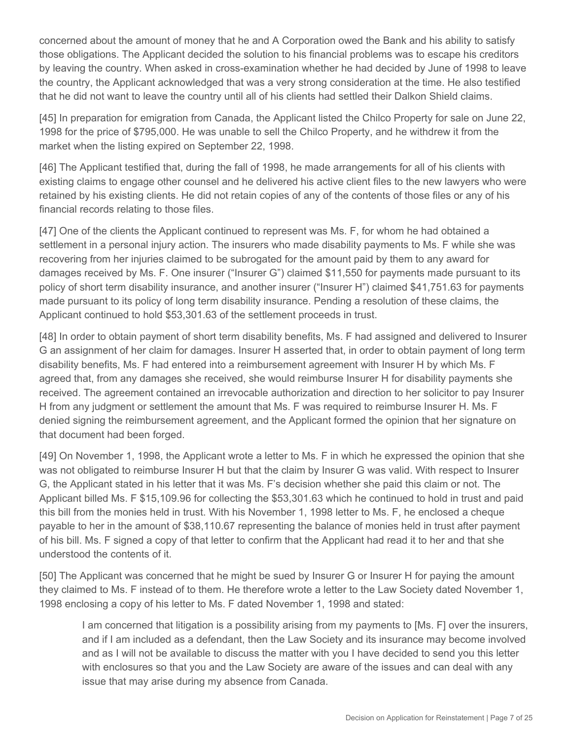concerned about the amount of money that he and A Corporation owed the Bank and his ability to satisfy those obligations. The Applicant decided the solution to his financial problems was to escape his creditors by leaving the country. When asked in cross-examination whether he had decided by June of 1998 to leave the country, the Applicant acknowledged that was a very strong consideration at the time. He also testified that he did not want to leave the country until all of his clients had settled their Dalkon Shield claims.

[45] In preparation for emigration from Canada, the Applicant listed the Chilco Property for sale on June 22, 1998 for the price of $795,000. He was unable to sell the Chilco Property, and he withdrew it from the market when the listing expired on September 22, 1998.

[46] The Applicant testified that, during the fall of 1998, he made arrangements for all of his clients with existing claims to engage other counsel and he delivered his active client files to the new lawyers who were retained by his existing clients. He did not retain copies of any of the contents of those files or any of his financial records relating to those files.

[47] One of the clients the Applicant continued to represent was Ms. F, for whom he had obtained a settlement in a personal injury action. The insurers who made disability payments to Ms. F while she was recovering from her injuries claimed to be subrogated for the amount paid by them to any award for damages received by Ms. F. One insurer ("Insurer G") claimed $11,550 for payments made pursuant to its policy of short term disability insurance, and another insurer ("Insurer H") claimed $41,751.63 for payments made pursuant to its policy of long term disability insurance. Pending a resolution of these claims, the Applicant continued to hold $53,301.63 of the settlement proceeds in trust.

[48] In order to obtain payment of short term disability benefits, Ms. F had assigned and delivered to Insurer G an assignment of her claim for damages. Insurer H asserted that, in order to obtain payment of long term disability benefits, Ms. F had entered into a reimbursement agreement with Insurer H by which Ms. F agreed that, from any damages she received, she would reimburse Insurer H for disability payments she received. The agreement contained an irrevocable authorization and direction to her solicitor to pay Insurer H from any judgment or settlement the amount that Ms. F was required to reimburse Insurer H. Ms. F denied signing the reimbursement agreement, and the Applicant formed the opinion that her signature on that document had been forged.

[49] On November 1, 1998, the Applicant wrote a letter to Ms. F in which he expressed the opinion that she was not obligated to reimburse Insurer H but that the claim by Insurer G was valid. With respect to Insurer G, the Applicant stated in his letter that it was Ms. F's decision whether she paid this claim or not. The Applicant billed Ms. F $15,109.96 for collecting the $53,301.63 which he continued to hold in trust and paid this bill from the monies held in trust. With his November 1, 1998 letter to Ms. F, he enclosed a cheque payable to her in the amount of $38,110.67 representing the balance of monies held in trust after payment of his bill. Ms. F signed a copy of that letter to confirm that the Applicant had read it to her and that she understood the contents of it.

[50] The Applicant was concerned that he might be sued by Insurer G or Insurer H for paying the amount they claimed to Ms. F instead of to them. He therefore wrote a letter to the Law Society dated November 1, 1998 enclosing a copy of his letter to Ms. F dated November 1, 1998 and stated:

> I am concerned that litigation is a possibility arising from my payments to [Ms. F] over the insurers, and if I am included as a defendant, then the Law Society and its insurance may become involved and as I will not be available to discuss the matter with you I have decided to send you this letter with enclosures so that you and the Law Society are aware of the issues and can deal with any issue that may arise during my absence from Canada.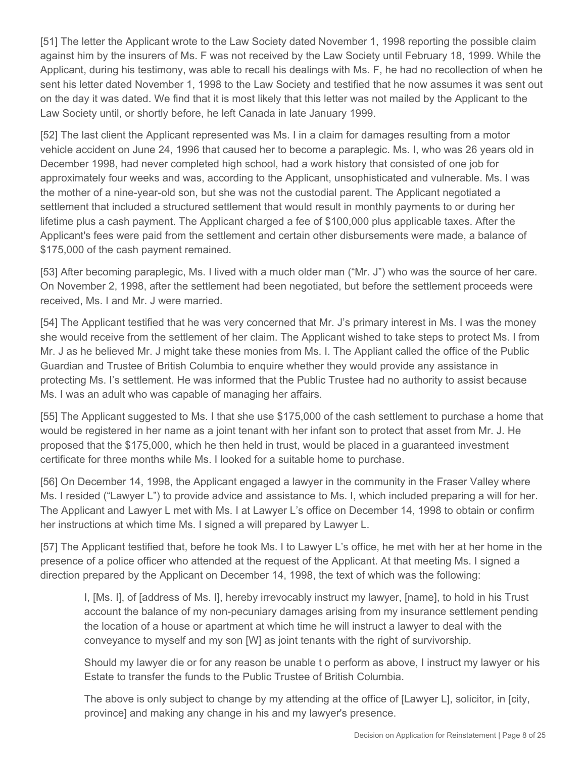[51] The letter the Applicant wrote to the Law Society dated November 1, 1998 reporting the possible claim against him by the insurers of Ms. F was not received by the Law Society until February 18, 1999. While the Applicant, during his testimony, was able to recall his dealings with Ms. F, he had no recollection of when he sent his letter dated November 1, 1998 to the Law Society and testified that he now assumes it was sent out on the day it was dated. We find that it is most likely that this letter was not mailed by the Applicant to the Law Society until, or shortly before, he left Canada in late January 1999.

[52] The last client the Applicant represented was Ms. I in a claim for damages resulting from a motor vehicle accident on June 24, 1996 that caused her to become a paraplegic. Ms. I, who was 26 years old in December 1998, had never completed high school, had a work history that consisted of one job for approximately four weeks and was, according to the Applicant, unsophisticated and vulnerable. Ms. I was the mother of a nine-year-old son, but she was not the custodial parent. The Applicant negotiated a settlement that included a structured settlement that would result in monthly payments to or during her lifetime plus a cash payment. The Applicant charged a fee of $100,000 plus applicable taxes. After the Applicant's fees were paid from the settlement and certain other disbursements were made, a balance of $175,000 of the cash payment remained.

[53] After becoming paraplegic, Ms. I lived with a much older man ("Mr. J") who was the source of her care. On November 2, 1998, after the settlement had been negotiated, but before the settlement proceeds were received, Ms. I and Mr. J were married.

[54] The Applicant testified that he was very concerned that Mr. J's primary interest in Ms. I was the money she would receive from the settlement of her claim. The Applicant wished to take steps to protect Ms. I from Mr. J as he believed Mr. J might take these monies from Ms. I. The Appliant called the office of the Public Guardian and Trustee of British Columbia to enquire whether they would provide any assistance in protecting Ms. I's settlement. He was informed that the Public Trustee had no authority to assist because Ms. I was an adult who was capable of managing her affairs.

[55] The Applicant suggested to Ms. I that she use $175,000 of the cash settlement to purchase a home that would be registered in her name as a joint tenant with her infant son to protect that asset from Mr. J. He proposed that the $175,000, which he then held in trust, would be placed in a guaranteed investment certificate for three months while Ms. I looked for a suitable home to purchase.

[56] On December 14, 1998, the Applicant engaged a lawyer in the community in the Fraser Valley where Ms. I resided ("Lawyer L") to provide advice and assistance to Ms. I, which included preparing a will for her. The Applicant and Lawyer L met with Ms. I at Lawyer L's office on December 14, 1998 to obtain or confirm her instructions at which time Ms. I signed a will prepared by Lawyer L.

[57] The Applicant testified that, before he took Ms. I to Lawyer L's office, he met with her at her home in the presence of a police officer who attended at the request of the Applicant. At that meeting Ms. I signed a direction prepared by the Applicant on December 14, 1998, the text of which was the following:

> I, [Ms. I], of [address of Ms. I], hereby irrevocably instruct my lawyer, [name], to hold in his Trust account the balance of my non-pecuniary damages arising from my insurance settlement pending the location of a house or apartment at which time he will instruct a lawyer to deal with the conveyance to myself and my son [W] as joint tenants with the right of survivorship.
>
> Should my lawyer die or for any reason be unable t o perform as above, I instruct my lawyer or his Estate to transfer the funds to the Public Trustee of British Columbia.
>
> The above is only subject to change by my attending at the office of [Lawyer L], solicitor, in [city, province] and making any change in his and my lawyer's presence.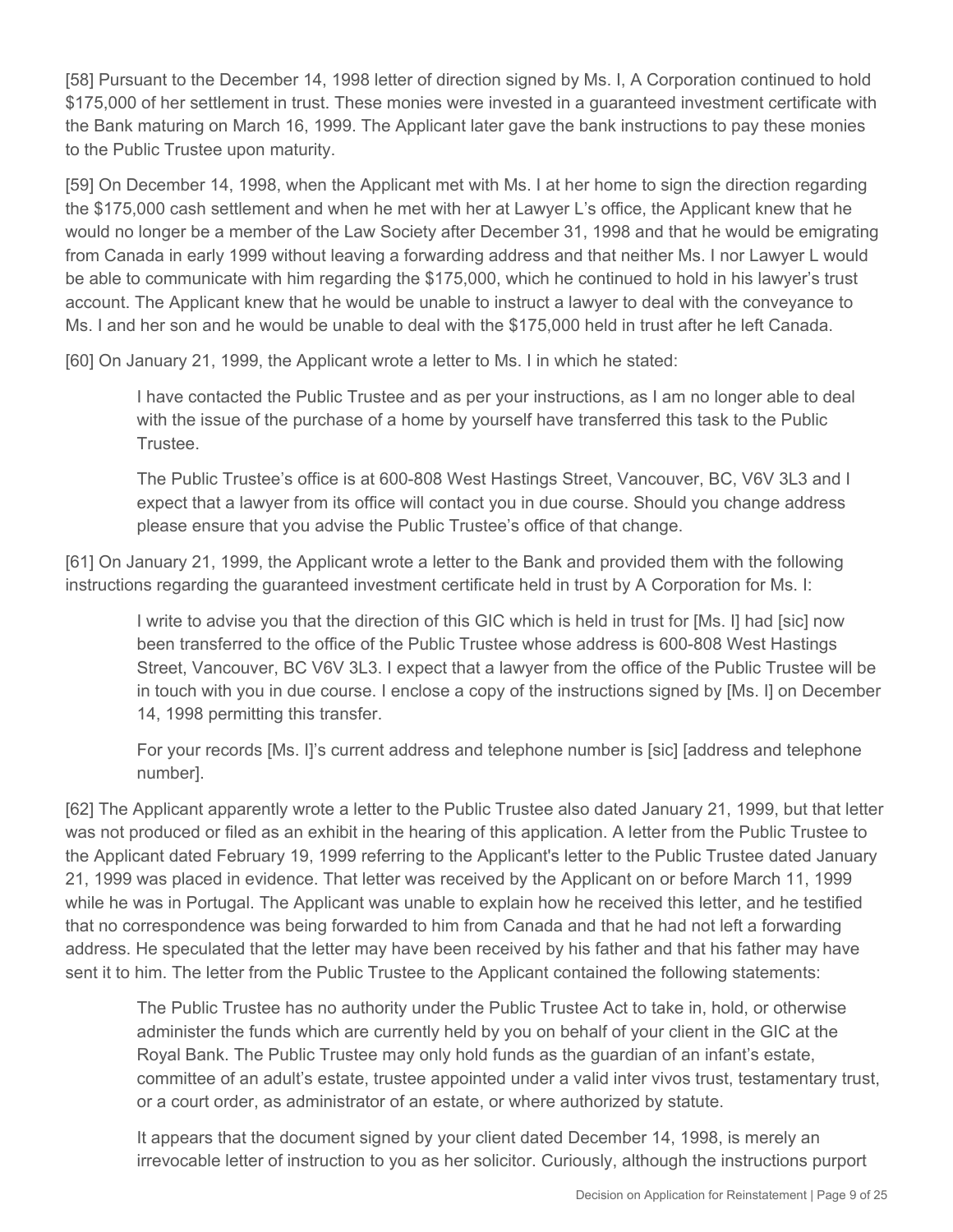[58] Pursuant to the December 14, 1998 letter of direction signed by Ms. I, A Corporation continued to hold $175,000 of her settlement in trust. These monies were invested in a guaranteed investment certificate with the Bank maturing on March 16, 1999. The Applicant later gave the bank instructions to pay these monies to the Public Trustee upon maturity.

[59] On December 14, 1998, when the Applicant met with Ms. I at her home to sign the direction regarding the $175,000 cash settlement and when he met with her at Lawyer L's office, the Applicant knew that he would no longer be a member of the Law Society after December 31, 1998 and that he would be emigrating from Canada in early 1999 without leaving a forwarding address and that neither Ms. I nor Lawyer L would be able to communicate with him regarding the $175,000, which he continued to hold in his lawyer's trust account. The Applicant knew that he would be unable to instruct a lawyer to deal with the conveyance to Ms. I and her son and he would be unable to deal with the $175,000 held in trust after he left Canada.

[60] On January 21, 1999, the Applicant wrote a letter to Ms. I in which he stated:

> I have contacted the Public Trustee and as per your instructions, as I am no longer able to deal with the issue of the purchase of a home by yourself have transferred this task to the Public Trustee.
>
> The Public Trustee's office is at 600-808 West Hastings Street, Vancouver, BC, V6V 3L3 and I expect that a lawyer from its office will contact you in due course. Should you change address please ensure that you advise the Public Trustee's office of that change.

[61] On January 21, 1999, the Applicant wrote a letter to the Bank and provided them with the following instructions regarding the guaranteed investment certificate held in trust by A Corporation for Ms. I:

> I write to advise you that the direction of this GIC which is held in trust for [Ms. I] had [sic] now been transferred to the office of the Public Trustee whose address is 600-808 West Hastings Street, Vancouver, BC V6V 3L3. I expect that a lawyer from the office of the Public Trustee will be in touch with you in due course. I enclose a copy of the instructions signed by [Ms. I] on December 14, 1998 permitting this transfer.
>
> For your records [Ms. I]'s current address and telephone number is [sic] [address and telephone number].

[62] The Applicant apparently wrote a letter to the Public Trustee also dated January 21, 1999, but that letter was not produced or filed as an exhibit in the hearing of this application. A letter from the Public Trustee to the Applicant dated February 19, 1999 referring to the Applicant's letter to the Public Trustee dated January 21, 1999 was placed in evidence. That letter was received by the Applicant on or before March 11, 1999 while he was in Portugal. The Applicant was unable to explain how he received this letter, and he testified that no correspondence was being forwarded to him from Canada and that he had not left a forwarding address. He speculated that the letter may have been received by his father and that his father may have sent it to him. The letter from the Public Trustee to the Applicant contained the following statements:

> The Public Trustee has no authority under the Public Trustee Act to take in, hold, or otherwise administer the funds which are currently held by you on behalf of your client in the GIC at the Royal Bank. The Public Trustee may only hold funds as the guardian of an infant's estate, committee of an adult's estate, trustee appointed under a valid inter vivos trust, testamentary trust, or a court order, as administrator of an estate, or where authorized by statute.
>
> It appears that the document signed by your client dated December 14, 1998, is merely an irrevocable letter of instruction to you as her solicitor. Curiously, although the instructions purport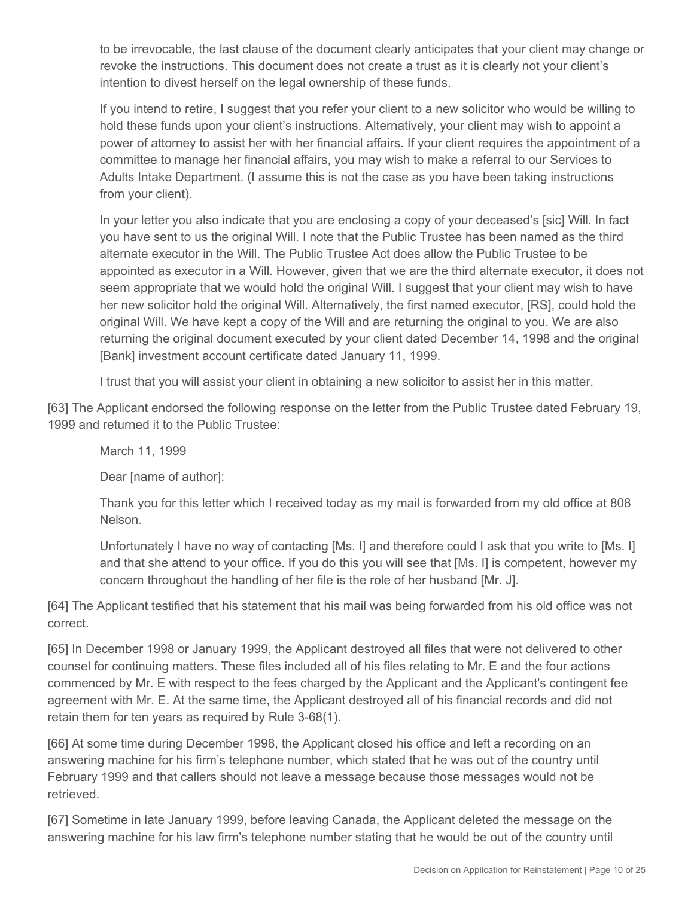to be irrevocable, the last clause of the document clearly anticipates that your client may change or revoke the instructions. This document does not create a trust as it is clearly not your client's intention to divest herself on the legal ownership of these funds.

> If you intend to retire, I suggest that you refer your client to a new solicitor who would be willing to hold these funds upon your client's instructions. Alternatively, your client may wish to appoint a power of attorney to assist her with her financial affairs. If your client requires the appointment of a committee to manage her financial affairs, you may wish to make a referral to our Services to Adults Intake Department. (I assume this is not the case as you have been taking instructions from your client).
>
> In your letter you also indicate that you are enclosing a copy of your deceased's [sic] Will. In fact you have sent to us the original Will. I note that the Public Trustee has been named as the third alternate executor in the Will. The Public Trustee Act does allow the Public Trustee to be appointed as executor in a Will. However, given that we are the third alternate executor, it does not seem appropriate that we would hold the original Will. I suggest that your client may wish to have her new solicitor hold the original Will. Alternatively, the first named executor, [RS], could hold the original Will. We have kept a copy of the Will and are returning the original to you. We are also returning the original document executed by your client dated December 14, 1998 and the original [Bank] investment account certificate dated January 11, 1999.
>
> I trust that you will assist your client in obtaining a new solicitor to assist her in this matter.

[63] The Applicant endorsed the following response on the letter from the Public Trustee dated February 19, 1999 and returned it to the Public Trustee:

> March 11, 1999
>
> Dear [name of author]:
>
> Thank you for this letter which I received today as my mail is forwarded from my old office at 808 Nelson.
>
> Unfortunately I have no way of contacting [Ms. I] and therefore could I ask that you write to [Ms. I] and that she attend to your office. If you do this you will see that [Ms. I] is competent, however my concern throughout the handling of her file is the role of her husband [Mr. J].

[64] The Applicant testified that his statement that his mail was being forwarded from his old office was not correct.

[65] In December 1998 or January 1999, the Applicant destroyed all files that were not delivered to other counsel for continuing matters. These files included all of his files relating to Mr. E and the four actions commenced by Mr. E with respect to the fees charged by the Applicant and the Applicant's contingent fee agreement with Mr. E. At the same time, the Applicant destroyed all of his financial records and did not retain them for ten years as required by Rule 3-68(1).

[66] At some time during December 1998, the Applicant closed his office and left a recording on an answering machine for his firm's telephone number, which stated that he was out of the country until February 1999 and that callers should not leave a message because those messages would not be retrieved.

[67] Sometime in late January 1999, before leaving Canada, the Applicant deleted the message on the answering machine for his law firm's telephone number stating that he would be out of the country until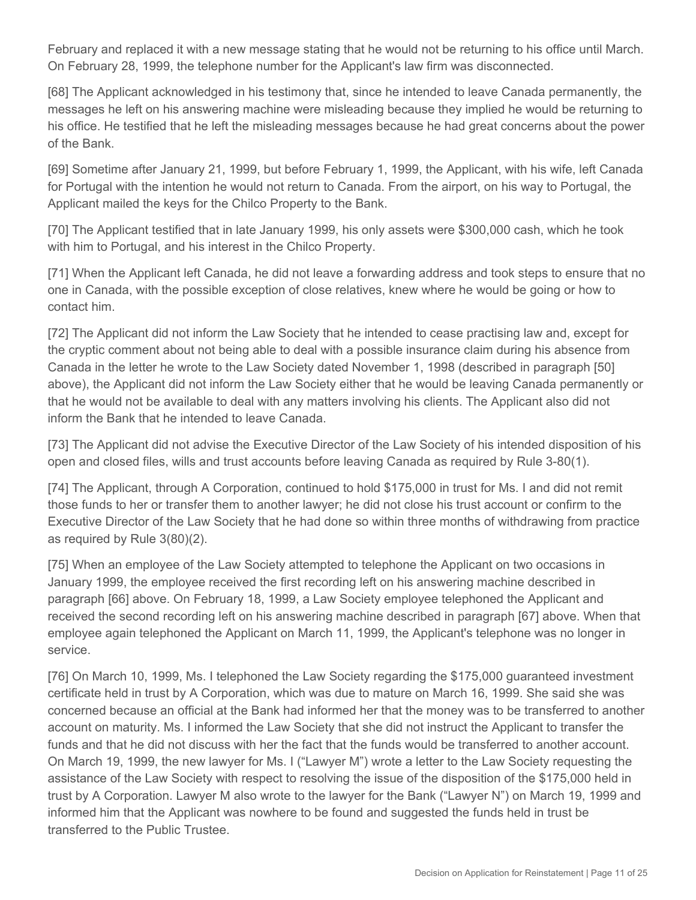February and replaced it with a new message stating that he would not be returning to his office until March. On February 28, 1999, the telephone number for the Applicant's law firm was disconnected.

[68] The Applicant acknowledged in his testimony that, since he intended to leave Canada permanently, the messages he left on his answering machine were misleading because they implied he would be returning to his office. He testified that he left the misleading messages because he had great concerns about the power of the Bank.

[69] Sometime after January 21, 1999, but before February 1, 1999, the Applicant, with his wife, left Canada for Portugal with the intention he would not return to Canada. From the airport, on his way to Portugal, the Applicant mailed the keys for the Chilco Property to the Bank.

[70] The Applicant testified that in late January 1999, his only assets were $300,000 cash, which he took with him to Portugal, and his interest in the Chilco Property.

[71] When the Applicant left Canada, he did not leave a forwarding address and took steps to ensure that no one in Canada, with the possible exception of close relatives, knew where he would be going or how to contact him.

[72] The Applicant did not inform the Law Society that he intended to cease practising law and, except for the cryptic comment about not being able to deal with a possible insurance claim during his absence from Canada in the letter he wrote to the Law Society dated November 1, 1998 (described in paragraph [50] above), the Applicant did not inform the Law Society either that he would be leaving Canada permanently or that he would not be available to deal with any matters involving his clients. The Applicant also did not inform the Bank that he intended to leave Canada.

[73] The Applicant did not advise the Executive Director of the Law Society of his intended disposition of his open and closed files, wills and trust accounts before leaving Canada as required by Rule 3-80(1).

[74] The Applicant, through A Corporation, continued to hold $175,000 in trust for Ms. I and did not remit those funds to her or transfer them to another lawyer; he did not close his trust account or confirm to the Executive Director of the Law Society that he had done so within three months of withdrawing from practice as required by Rule 3(80)(2).

[75] When an employee of the Law Society attempted to telephone the Applicant on two occasions in January 1999, the employee received the first recording left on his answering machine described in paragraph [66] above. On February 18, 1999, a Law Society employee telephoned the Applicant and received the second recording left on his answering machine described in paragraph [67] above. When that employee again telephoned the Applicant on March 11, 1999, the Applicant's telephone was no longer in service.

[76] On March 10, 1999, Ms. I telephoned the Law Society regarding the $175,000 guaranteed investment certificate held in trust by A Corporation, which was due to mature on March 16, 1999. She said she was concerned because an official at the Bank had informed her that the money was to be transferred to another account on maturity. Ms. I informed the Law Society that she did not instruct the Applicant to transfer the funds and that he did not discuss with her the fact that the funds would be transferred to another account. On March 19, 1999, the new lawyer for Ms. I ("Lawyer M") wrote a letter to the Law Society requesting the assistance of the Law Society with respect to resolving the issue of the disposition of the $175,000 held in trust by A Corporation. Lawyer M also wrote to the lawyer for the Bank ("Lawyer N") on March 19, 1999 and informed him that the Applicant was nowhere to be found and suggested the funds held in trust be transferred to the Public Trustee.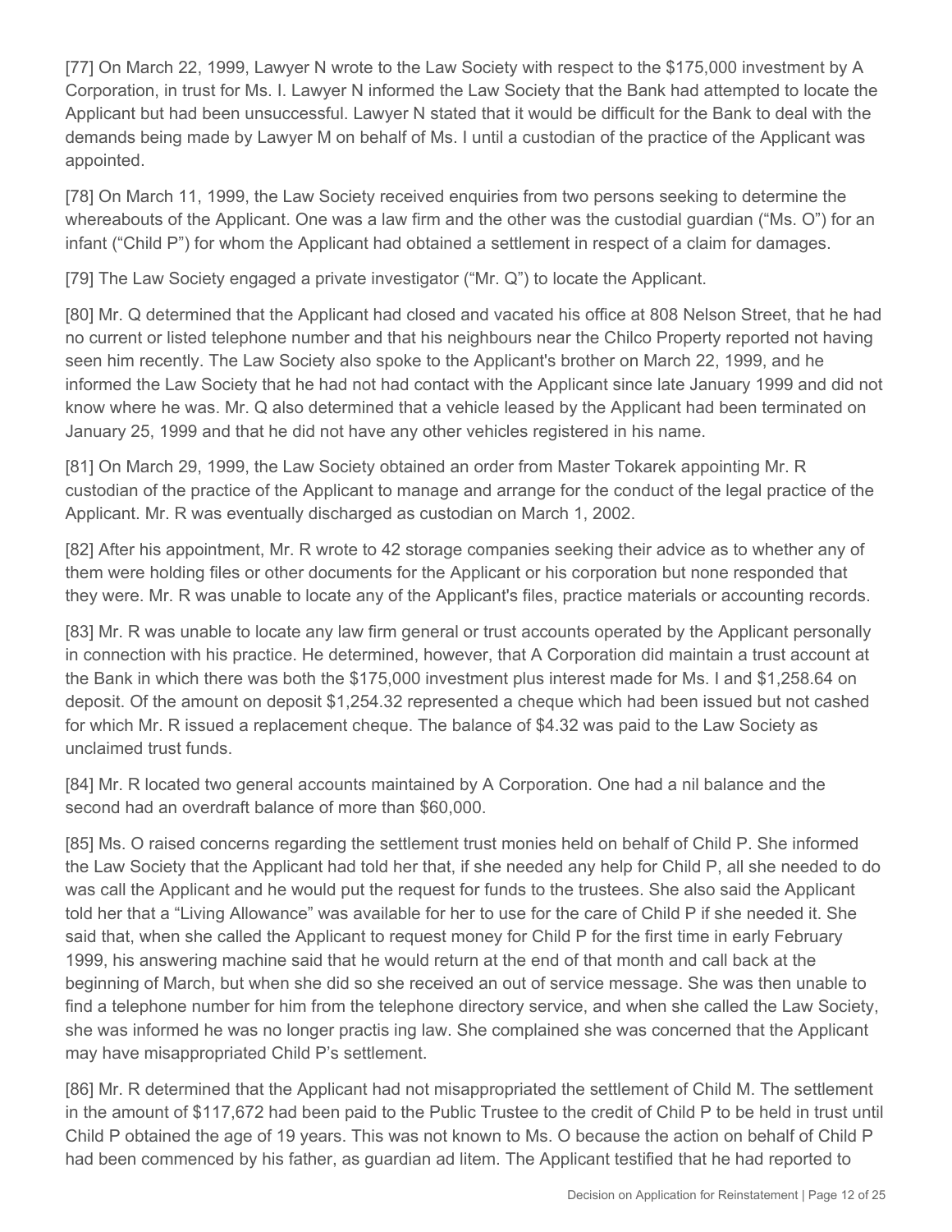[77] On March 22, 1999, Lawyer N wrote to the Law Society with respect to the $175,000 investment by A Corporation, in trust for Ms. I. Lawyer N informed the Law Society that the Bank had attempted to locate the Applicant but had been unsuccessful. Lawyer N stated that it would be difficult for the Bank to deal with the demands being made by Lawyer M on behalf of Ms. I until a custodian of the practice of the Applicant was appointed.

[78] On March 11, 1999, the Law Society received enquiries from two persons seeking to determine the whereabouts of the Applicant. One was a law firm and the other was the custodial guardian ("Ms. O") for an infant ("Child P") for whom the Applicant had obtained a settlement in respect of a claim for damages.

[79] The Law Society engaged a private investigator ("Mr. Q") to locate the Applicant.

[80] Mr. Q determined that the Applicant had closed and vacated his office at 808 Nelson Street, that he had no current or listed telephone number and that his neighbours near the Chilco Property reported not having seen him recently. The Law Society also spoke to the Applicant's brother on March 22, 1999, and he informed the Law Society that he had not had contact with the Applicant since late January 1999 and did not know where he was. Mr. Q also determined that a vehicle leased by the Applicant had been terminated on January 25, 1999 and that he did not have any other vehicles registered in his name.

[81] On March 29, 1999, the Law Society obtained an order from Master Tokarek appointing Mr. R custodian of the practice of the Applicant to manage and arrange for the conduct of the legal practice of the Applicant. Mr. R was eventually discharged as custodian on March 1, 2002.

[82] After his appointment, Mr. R wrote to 42 storage companies seeking their advice as to whether any of them were holding files or other documents for the Applicant or his corporation but none responded that they were. Mr. R was unable to locate any of the Applicant's files, practice materials or accounting records.

[83] Mr. R was unable to locate any law firm general or trust accounts operated by the Applicant personally in connection with his practice. He determined, however, that A Corporation did maintain a trust account at the Bank in which there was both the $175,000 investment plus interest made for Ms. I and $1,258.64 on deposit. Of the amount on deposit $1,254.32 represented a cheque which had been issued but not cashed for which Mr. R issued a replacement cheque. The balance of $4.32 was paid to the Law Society as unclaimed trust funds.

[84] Mr. R located two general accounts maintained by A Corporation. One had a nil balance and the second had an overdraft balance of more than $60,000.

[85] Ms. O raised concerns regarding the settlement trust monies held on behalf of Child P. She informed the Law Society that the Applicant had told her that, if she needed any help for Child P, all she needed to do was call the Applicant and he would put the request for funds to the trustees. She also said the Applicant told her that a "Living Allowance" was available for her to use for the care of Child P if she needed it. She said that, when she called the Applicant to request money for Child P for the first time in early February 1999, his answering machine said that he would return at the end of that month and call back at the beginning of March, but when she did so she received an out of service message. She was then unable to find a telephone number for him from the telephone directory service, and when she called the Law Society, she was informed he was no longer practis ing law. She complained she was concerned that the Applicant may have misappropriated Child P's settlement.

[86] Mr. R determined that the Applicant had not misappropriated the settlement of Child M. The settlement in the amount of $117,672 had been paid to the Public Trustee to the credit of Child P to be held in trust until Child P obtained the age of 19 years. This was not known to Ms. O because the action on behalf of Child P had been commenced by his father, as guardian ad litem. The Applicant testified that he had reported to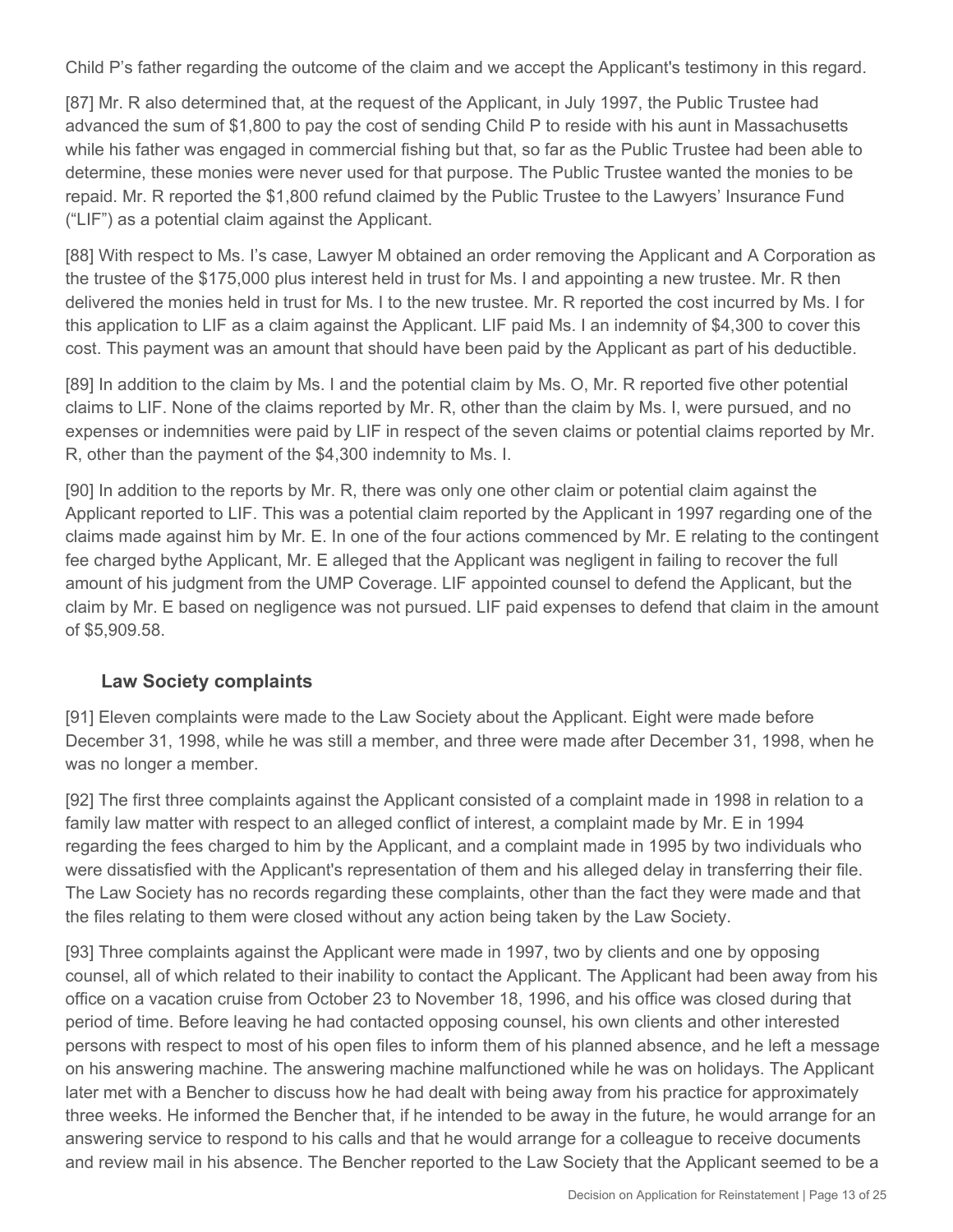Child P's father regarding the outcome of the claim and we accept the Applicant's testimony in this regard.

[87] Mr. R also determined that, at the request of the Applicant, in July 1997, the Public Trustee had advanced the sum of $1,800 to pay the cost of sending Child P to reside with his aunt in Massachusetts while his father was engaged in commercial fishing but that, so far as the Public Trustee had been able to determine, these monies were never used for that purpose. The Public Trustee wanted the monies to be repaid. Mr. R reported the $1,800 refund claimed by the Public Trustee to the Lawyers' Insurance Fund ("LIF") as a potential claim against the Applicant.

[88] With respect to Ms. I's case, Lawyer M obtained an order removing the Applicant and A Corporation as the trustee of the $175,000 plus interest held in trust for Ms. I and appointing a new trustee. Mr. R then delivered the monies held in trust for Ms. I to the new trustee. Mr. R reported the cost incurred by Ms. I for this application to LIF as a claim against the Applicant. LIF paid Ms. I an indemnity of $4,300 to cover this cost. This payment was an amount that should have been paid by the Applicant as part of his deductible.

[89] In addition to the claim by Ms. I and the potential claim by Ms. O, Mr. R reported five other potential claims to LIF. None of the claims reported by Mr. R, other than the claim by Ms. I, were pursued, and no expenses or indemnities were paid by LIF in respect of the seven claims or potential claims reported by Mr. R, other than the payment of the $4,300 indemnity to Ms. I.

[90] In addition to the reports by Mr. R, there was only one other claim or potential claim against the Applicant reported to LIF. This was a potential claim reported by the Applicant in 1997 regarding one of the claims made against him by Mr. E. In one of the four actions commenced by Mr. E relating to the contingent fee charged bythe Applicant, Mr. E alleged that the Applicant was negligent in failing to recover the full amount of his judgment from the UMP Coverage. LIF appointed counsel to defend the Applicant, but the claim by Mr. E based on negligence was not pursued. LIF paid expenses to defend that claim in the amount of $5,909.58.

### Law Society complaints

[91] Eleven complaints were made to the Law Society about the Applicant. Eight were made before December 31, 1998, while he was still a member, and three were made after December 31, 1998, when he was no longer a member.

[92] The first three complaints against the Applicant consisted of a complaint made in 1998 in relation to a family law matter with respect to an alleged conflict of interest, a complaint made by Mr. E in 1994 regarding the fees charged to him by the Applicant, and a complaint made in 1995 by two individuals who were dissatisfied with the Applicant's representation of them and his alleged delay in transferring their file. The Law Society has no records regarding these complaints, other than the fact they were made and that the files relating to them were closed without any action being taken by the Law Society.

[93] Three complaints against the Applicant were made in 1997, two by clients and one by opposing counsel, all of which related to their inability to contact the Applicant. The Applicant had been away from his office on a vacation cruise from October 23 to November 18, 1996, and his office was closed during that period of time. Before leaving he had contacted opposing counsel, his own clients and other interested persons with respect to most of his open files to inform them of his planned absence, and he left a message on his answering machine. The answering machine malfunctioned while he was on holidays. The Applicant later met with a Bencher to discuss how he had dealt with being away from his practice for approximately three weeks. He informed the Bencher that, if he intended to be away in the future, he would arrange for an answering service to respond to his calls and that he would arrange for a colleague to receive documents and review mail in his absence. The Bencher reported to the Law Society that the Applicant seemed to be a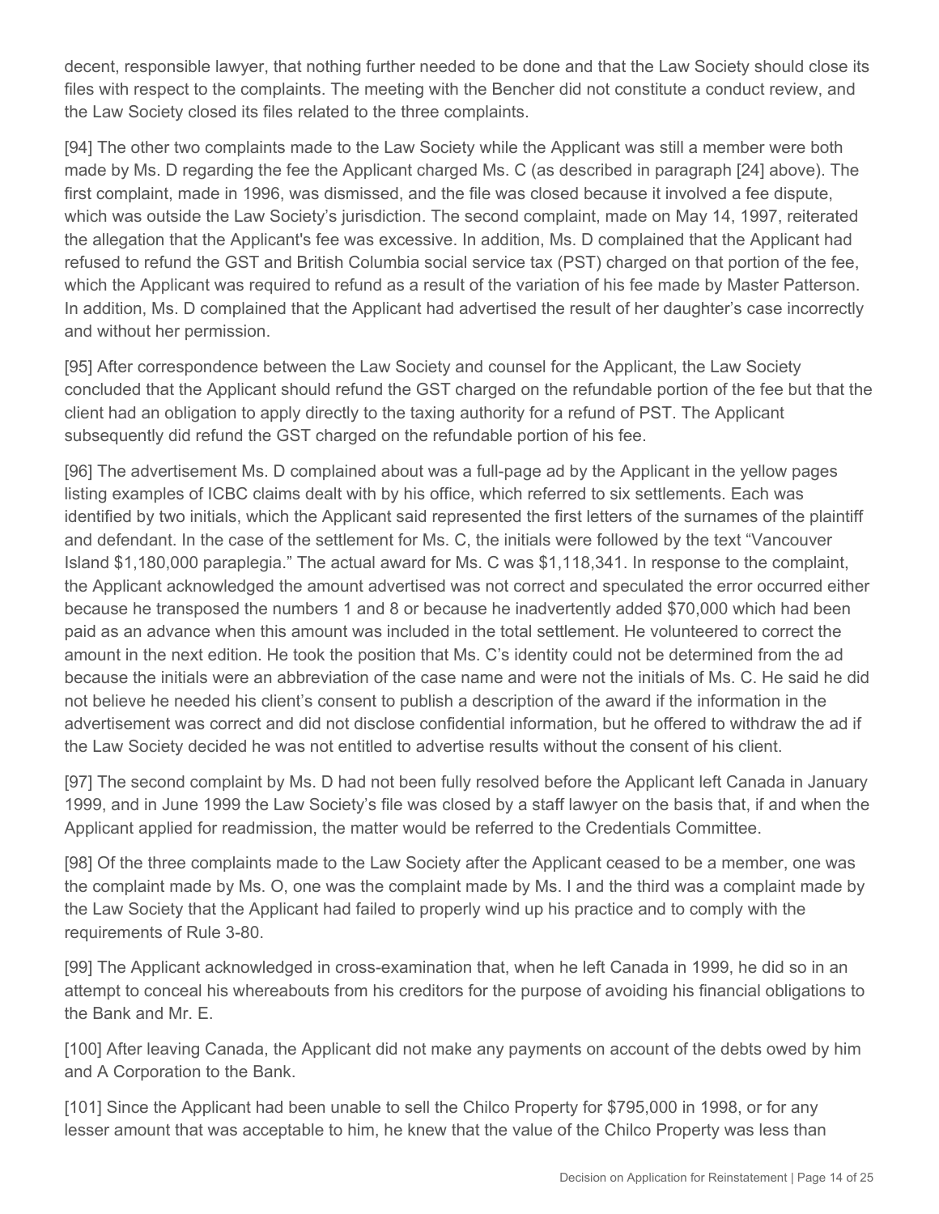decent, responsible lawyer, that nothing further needed to be done and that the Law Society should close its files with respect to the complaints. The meeting with the Bencher did not constitute a conduct review, and the Law Society closed its files related to the three complaints.

[94] The other two complaints made to the Law Society while the Applicant was still a member were both made by Ms. D regarding the fee the Applicant charged Ms. C (as described in paragraph [24] above). The first complaint, made in 1996, was dismissed, and the file was closed because it involved a fee dispute, which was outside the Law Society's jurisdiction. The second complaint, made on May 14, 1997, reiterated the allegation that the Applicant's fee was excessive. In addition, Ms. D complained that the Applicant had refused to refund the GST and British Columbia social service tax (PST) charged on that portion of the fee, which the Applicant was required to refund as a result of the variation of his fee made by Master Patterson. In addition, Ms. D complained that the Applicant had advertised the result of her daughter's case incorrectly and without her permission.

[95] After correspondence between the Law Society and counsel for the Applicant, the Law Society concluded that the Applicant should refund the GST charged on the refundable portion of the fee but that the client had an obligation to apply directly to the taxing authority for a refund of PST. The Applicant subsequently did refund the GST charged on the refundable portion of his fee.

[96] The advertisement Ms. D complained about was a full-page ad by the Applicant in the yellow pages listing examples of ICBC claims dealt with by his office, which referred to six settlements. Each was identified by two initials, which the Applicant said represented the first letters of the surnames of the plaintiff and defendant. In the case of the settlement for Ms. C, the initials were followed by the text "Vancouver Island $1,180,000 paraplegia." The actual award for Ms. C was $1,118,341. In response to the complaint, the Applicant acknowledged the amount advertised was not correct and speculated the error occurred either because he transposed the numbers 1 and 8 or because he inadvertently added $70,000 which had been paid as an advance when this amount was included in the total settlement. He volunteered to correct the amount in the next edition. He took the position that Ms. C's identity could not be determined from the ad because the initials were an abbreviation of the case name and were not the initials of Ms. C. He said he did not believe he needed his client's consent to publish a description of the award if the information in the advertisement was correct and did not disclose confidential information, but he offered to withdraw the ad if the Law Society decided he was not entitled to advertise results without the consent of his client.

[97] The second complaint by Ms. D had not been fully resolved before the Applicant left Canada in January 1999, and in June 1999 the Law Society's file was closed by a staff lawyer on the basis that, if and when the Applicant applied for readmission, the matter would be referred to the Credentials Committee.

[98] Of the three complaints made to the Law Society after the Applicant ceased to be a member, one was the complaint made by Ms. O, one was the complaint made by Ms. I and the third was a complaint made by the Law Society that the Applicant had failed to properly wind up his practice and to comply with the requirements of Rule 3-80.

[99] The Applicant acknowledged in cross-examination that, when he left Canada in 1999, he did so in an attempt to conceal his whereabouts from his creditors for the purpose of avoiding his financial obligations to the Bank and Mr. E.

[100] After leaving Canada, the Applicant did not make any payments on account of the debts owed by him and A Corporation to the Bank.

[101] Since the Applicant had been unable to sell the Chilco Property for $795,000 in 1998, or for any lesser amount that was acceptable to him, he knew that the value of the Chilco Property was less than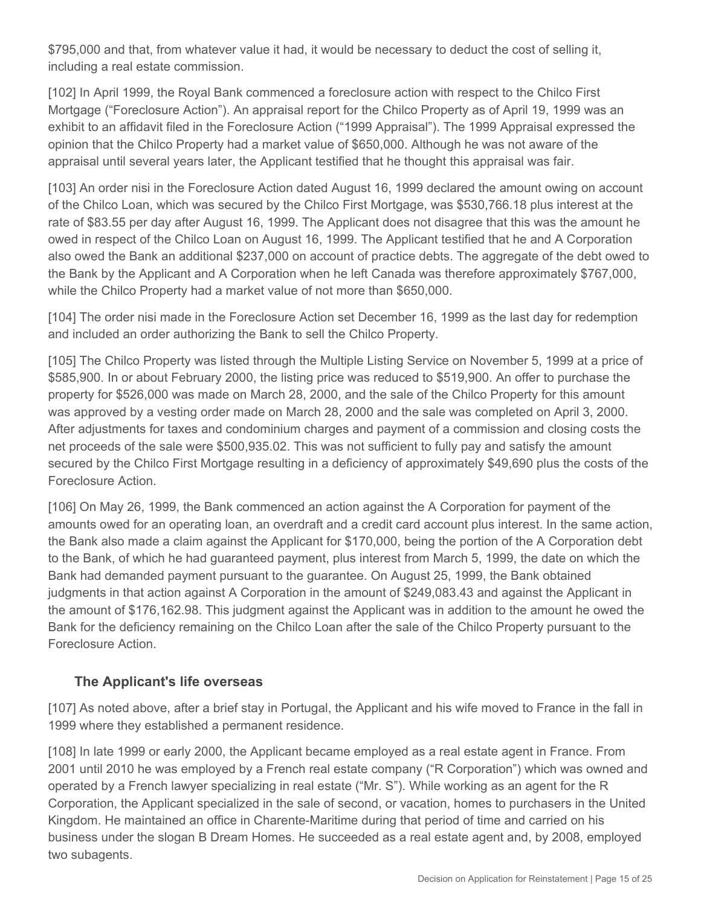$795,000 and that, from whatever value it had, it would be necessary to deduct the cost of selling it, including a real estate commission.

[102] In April 1999, the Royal Bank commenced a foreclosure action with respect to the Chilco First Mortgage ("Foreclosure Action"). An appraisal report for the Chilco Property as of April 19, 1999 was an exhibit to an affidavit filed in the Foreclosure Action ("1999 Appraisal"). The 1999 Appraisal expressed the opinion that the Chilco Property had a market value of $650,000. Although he was not aware of the appraisal until several years later, the Applicant testified that he thought this appraisal was fair.

[103] An order nisi in the Foreclosure Action dated August 16, 1999 declared the amount owing on account of the Chilco Loan, which was secured by the Chilco First Mortgage, was $530,766.18 plus interest at the rate of $83.55 per day after August 16, 1999. The Applicant does not disagree that this was the amount he owed in respect of the Chilco Loan on August 16, 1999. The Applicant testified that he and A Corporation also owed the Bank an additional $237,000 on account of practice debts. The aggregate of the debt owed to the Bank by the Applicant and A Corporation when he left Canada was therefore approximately $767,000, while the Chilco Property had a market value of not more than $650,000.

[104] The order nisi made in the Foreclosure Action set December 16, 1999 as the last day for redemption and included an order authorizing the Bank to sell the Chilco Property.

[105] The Chilco Property was listed through the Multiple Listing Service on November 5, 1999 at a price of $585,900. In or about February 2000, the listing price was reduced to $519,900. An offer to purchase the property for $526,000 was made on March 28, 2000, and the sale of the Chilco Property for this amount was approved by a vesting order made on March 28, 2000 and the sale was completed on April 3, 2000. After adjustments for taxes and condominium charges and payment of a commission and closing costs the net proceeds of the sale were $500,935.02. This was not sufficient to fully pay and satisfy the amount secured by the Chilco First Mortgage resulting in a deficiency of approximately $49,690 plus the costs of the Foreclosure Action.

[106] On May 26, 1999, the Bank commenced an action against the A Corporation for payment of the amounts owed for an operating loan, an overdraft and a credit card account plus interest. In the same action, the Bank also made a claim against the Applicant for $170,000, being the portion of the A Corporation debt to the Bank, of which he had guaranteed payment, plus interest from March 5, 1999, the date on which the Bank had demanded payment pursuant to the guarantee. On August 25, 1999, the Bank obtained judgments in that action against A Corporation in the amount of $249,083.43 and against the Applicant in the amount of $176,162.98. This judgment against the Applicant was in addition to the amount he owed the Bank for the deficiency remaining on the Chilco Loan after the sale of the Chilco Property pursuant to the Foreclosure Action.

### The Applicant's life overseas

[107] As noted above, after a brief stay in Portugal, the Applicant and his wife moved to France in the fall in 1999 where they established a permanent residence.

[108] In late 1999 or early 2000, the Applicant became employed as a real estate agent in France. From 2001 until 2010 he was employed by a French real estate company ("R Corporation") which was owned and operated by a French lawyer specializing in real estate ("Mr. S"). While working as an agent for the R Corporation, the Applicant specialized in the sale of second, or vacation, homes to purchasers in the United Kingdom. He maintained an office in Charente-Maritime during that period of time and carried on his business under the slogan B Dream Homes. He succeeded as a real estate agent and, by 2008, employed two subagents.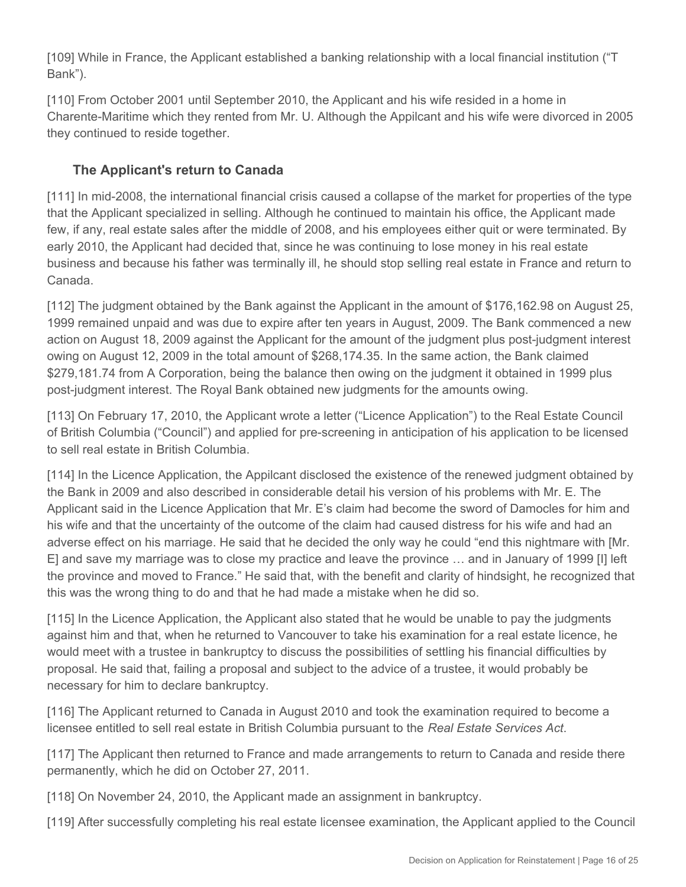[109] While in France, the Applicant established a banking relationship with a local financial institution ("T Bank").

[110] From October 2001 until September 2010, the Applicant and his wife resided in a home in Charente-Maritime which they rented from Mr. U. Although the Appilcant and his wife were divorced in 2005 they continued to reside together.

### The Applicant's return to Canada

[111] In mid-2008, the international financial crisis caused a collapse of the market for properties of the type that the Applicant specialized in selling. Although he continued to maintain his office, the Applicant made few, if any, real estate sales after the middle of 2008, and his employees either quit or were terminated. By early 2010, the Applicant had decided that, since he was continuing to lose money in his real estate business and because his father was terminally ill, he should stop selling real estate in France and return to Canada.

[112] The judgment obtained by the Bank against the Applicant in the amount of $176,162.98 on August 25, 1999 remained unpaid and was due to expire after ten years in August, 2009. The Bank commenced a new action on August 18, 2009 against the Applicant for the amount of the judgment plus post-judgment interest owing on August 12, 2009 in the total amount of $268,174.35. In the same action, the Bank claimed $279,181.74 from A Corporation, being the balance then owing on the judgment it obtained in 1999 plus post-judgment interest. The Royal Bank obtained new judgments for the amounts owing.

[113] On February 17, 2010, the Applicant wrote a letter ("Licence Application") to the Real Estate Council of British Columbia ("Council") and applied for pre-screening in anticipation of his application to be licensed to sell real estate in British Columbia.

[114] In the Licence Application, the Appilcant disclosed the existence of the renewed judgment obtained by the Bank in 2009 and also described in considerable detail his version of his problems with Mr. E. The Applicant said in the Licence Application that Mr. E's claim had become the sword of Damocles for him and his wife and that the uncertainty of the outcome of the claim had caused distress for his wife and had an adverse effect on his marriage. He said that he decided the only way he could "end this nightmare with [Mr. E] and save my marriage was to close my practice and leave the province … and in January of 1999 [I] left the province and moved to France." He said that, with the benefit and clarity of hindsight, he recognized that this was the wrong thing to do and that he had made a mistake when he did so.

[115] In the Licence Application, the Applicant also stated that he would be unable to pay the judgments against him and that, when he returned to Vancouver to take his examination for a real estate licence, he would meet with a trustee in bankruptcy to discuss the possibilities of settling his financial difficulties by proposal. He said that, failing a proposal and subject to the advice of a trustee, it would probably be necessary for him to declare bankruptcy.

[116] The Applicant returned to Canada in August 2010 and took the examination required to become a licensee entitled to sell real estate in British Columbia pursuant to the *Real Estate Services Act*.

[117] The Applicant then returned to France and made arrangements to return to Canada and reside there permanently, which he did on October 27, 2011.

[118] On November 24, 2010, the Applicant made an assignment in bankruptcy.

[119] After successfully completing his real estate licensee examination, the Applicant applied to the Council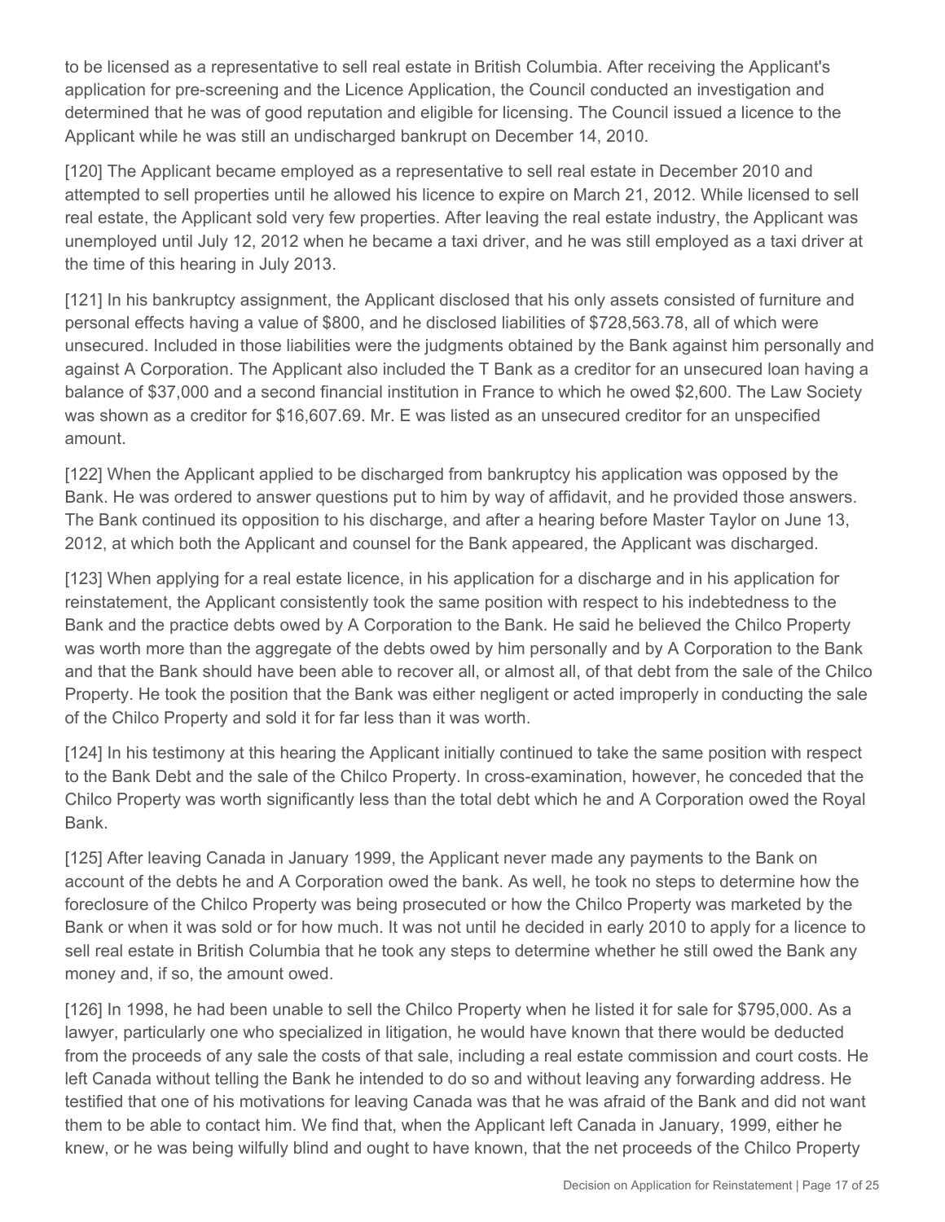to be licensed as a representative to sell real estate in British Columbia. After receiving the Applicant's application for pre-screening and the Licence Application, the Council conducted an investigation and determined that he was of good reputation and eligible for licensing. The Council issued a licence to the Applicant while he was still an undischarged bankrupt on December 14, 2010.

[120] The Applicant became employed as a representative to sell real estate in December 2010 and attempted to sell properties until he allowed his licence to expire on March 21, 2012. While licensed to sell real estate, the Applicant sold very few properties. After leaving the real estate industry, the Applicant was unemployed until July 12, 2012 when he became a taxi driver, and he was still employed as a taxi driver at the time of this hearing in July 2013.

[121] In his bankruptcy assignment, the Applicant disclosed that his only assets consisted of furniture and personal effects having a value of $800, and he disclosed liabilities of $728,563.78, all of which were unsecured. Included in those liabilities were the judgments obtained by the Bank against him personally and against A Corporation. The Applicant also included the T Bank as a creditor for an unsecured loan having a balance of $37,000 and a second financial institution in France to which he owed $2,600. The Law Society was shown as a creditor for $16,607.69. Mr. E was listed as an unsecured creditor for an unspecified amount.

[122] When the Applicant applied to be discharged from bankruptcy his application was opposed by the Bank. He was ordered to answer questions put to him by way of affidavit, and he provided those answers. The Bank continued its opposition to his discharge, and after a hearing before Master Taylor on June 13, 2012, at which both the Applicant and counsel for the Bank appeared, the Applicant was discharged.

[123] When applying for a real estate licence, in his application for a discharge and in his application for reinstatement, the Applicant consistently took the same position with respect to his indebtedness to the Bank and the practice debts owed by A Corporation to the Bank. He said he believed the Chilco Property was worth more than the aggregate of the debts owed by him personally and by A Corporation to the Bank and that the Bank should have been able to recover all, or almost all, of that debt from the sale of the Chilco Property. He took the position that the Bank was either negligent or acted improperly in conducting the sale of the Chilco Property and sold it for far less than it was worth.

[124] In his testimony at this hearing the Applicant initially continued to take the same position with respect to the Bank Debt and the sale of the Chilco Property. In cross-examination, however, he conceded that the Chilco Property was worth significantly less than the total debt which he and A Corporation owed the Royal Bank.

[125] After leaving Canada in January 1999, the Applicant never made any payments to the Bank on account of the debts he and A Corporation owed the bank. As well, he took no steps to determine how the foreclosure of the Chilco Property was being prosecuted or how the Chilco Property was marketed by the Bank or when it was sold or for how much. It was not until he decided in early 2010 to apply for a licence to sell real estate in British Columbia that he took any steps to determine whether he still owed the Bank any money and, if so, the amount owed.

[126] In 1998, he had been unable to sell the Chilco Property when he listed it for sale for $795,000. As a lawyer, particularly one who specialized in litigation, he would have known that there would be deducted from the proceeds of any sale the costs of that sale, including a real estate commission and court costs. He left Canada without telling the Bank he intended to do so and without leaving any forwarding address. He testified that one of his motivations for leaving Canada was that he was afraid of the Bank and did not want them to be able to contact him. We find that, when the Applicant left Canada in January, 1999, either he knew, or he was being wilfully blind and ought to have known, that the net proceeds of the Chilco Property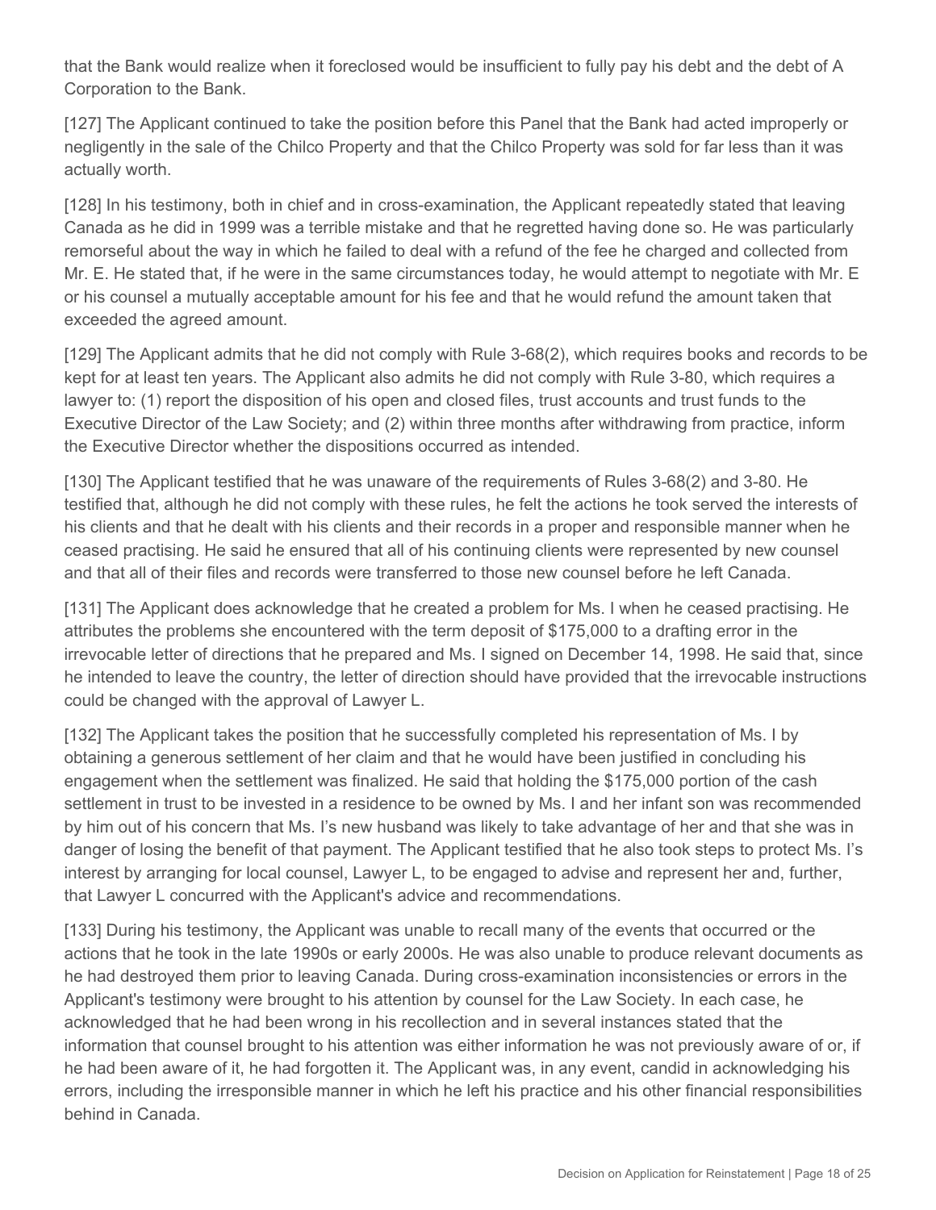that the Bank would realize when it foreclosed would be insufficient to fully pay his debt and the debt of A Corporation to the Bank.

[127] The Applicant continued to take the position before this Panel that the Bank had acted improperly or negligently in the sale of the Chilco Property and that the Chilco Property was sold for far less than it was actually worth.

[128] In his testimony, both in chief and in cross-examination, the Applicant repeatedly stated that leaving Canada as he did in 1999 was a terrible mistake and that he regretted having done so. He was particularly remorseful about the way in which he failed to deal with a refund of the fee he charged and collected from Mr. E. He stated that, if he were in the same circumstances today, he would attempt to negotiate with Mr. E or his counsel a mutually acceptable amount for his fee and that he would refund the amount taken that exceeded the agreed amount.

[129] The Applicant admits that he did not comply with Rule 3-68(2), which requires books and records to be kept for at least ten years. The Applicant also admits he did not comply with Rule 3-80, which requires a lawyer to: (1) report the disposition of his open and closed files, trust accounts and trust funds to the Executive Director of the Law Society; and (2) within three months after withdrawing from practice, inform the Executive Director whether the dispositions occurred as intended.

[130] The Applicant testified that he was unaware of the requirements of Rules 3-68(2) and 3-80. He testified that, although he did not comply with these rules, he felt the actions he took served the interests of his clients and that he dealt with his clients and their records in a proper and responsible manner when he ceased practising. He said he ensured that all of his continuing clients were represented by new counsel and that all of their files and records were transferred to those new counsel before he left Canada.

[131] The Applicant does acknowledge that he created a problem for Ms. I when he ceased practising. He attributes the problems she encountered with the term deposit of $175,000 to a drafting error in the irrevocable letter of directions that he prepared and Ms. I signed on December 14, 1998. He said that, since he intended to leave the country, the letter of direction should have provided that the irrevocable instructions could be changed with the approval of Lawyer L.

[132] The Applicant takes the position that he successfully completed his representation of Ms. I by obtaining a generous settlement of her claim and that he would have been justified in concluding his engagement when the settlement was finalized. He said that holding the $175,000 portion of the cash settlement in trust to be invested in a residence to be owned by Ms. I and her infant son was recommended by him out of his concern that Ms. I's new husband was likely to take advantage of her and that she was in danger of losing the benefit of that payment. The Applicant testified that he also took steps to protect Ms. I's interest by arranging for local counsel, Lawyer L, to be engaged to advise and represent her and, further, that Lawyer L concurred with the Applicant's advice and recommendations.

[133] During his testimony, the Applicant was unable to recall many of the events that occurred or the actions that he took in the late 1990s or early 2000s. He was also unable to produce relevant documents as he had destroyed them prior to leaving Canada. During cross-examination inconsistencies or errors in the Applicant's testimony were brought to his attention by counsel for the Law Society. In each case, he acknowledged that he had been wrong in his recollection and in several instances stated that the information that counsel brought to his attention was either information he was not previously aware of or, if he had been aware of it, he had forgotten it. The Applicant was, in any event, candid in acknowledging his errors, including the irresponsible manner in which he left his practice and his other financial responsibilities behind in Canada.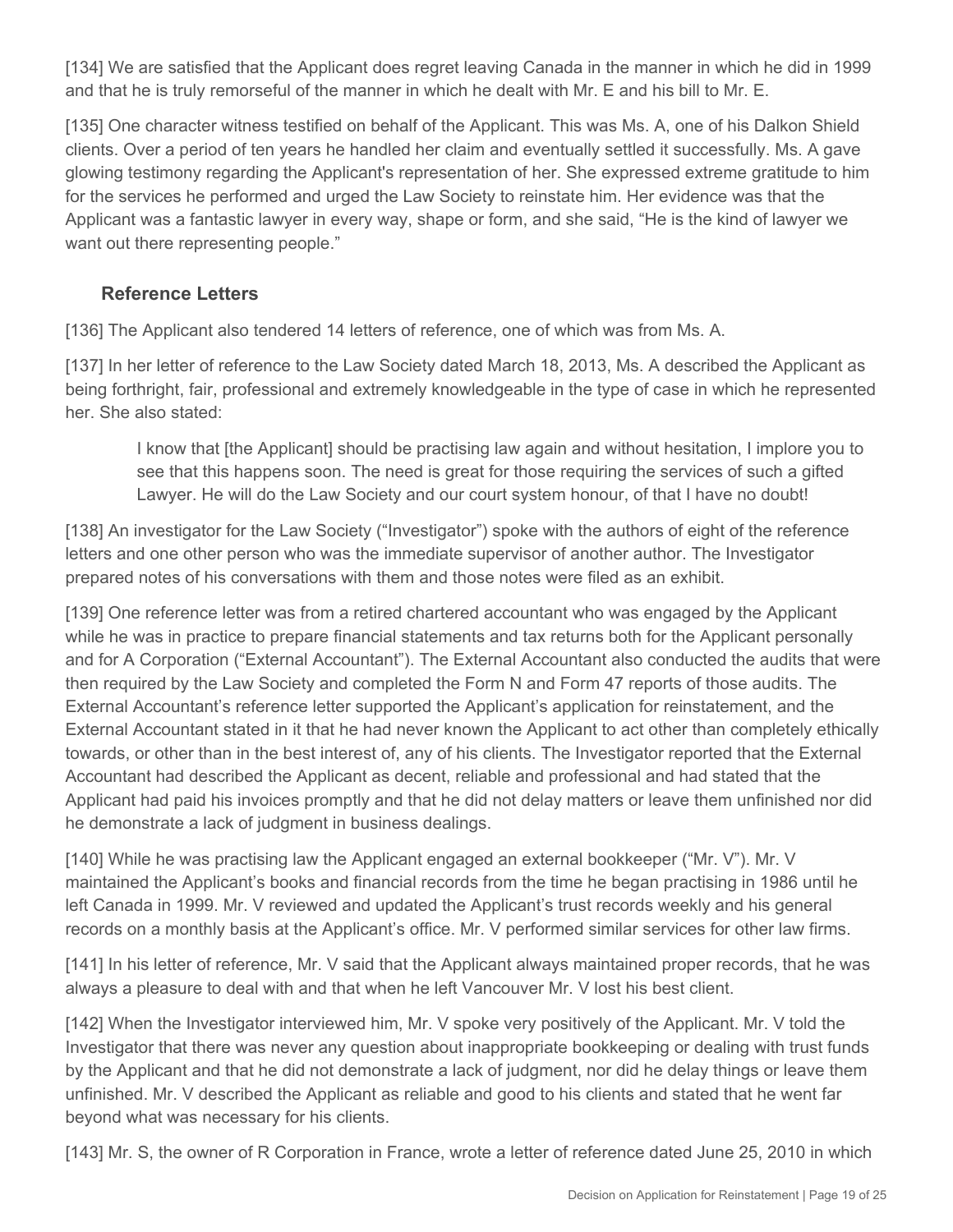[134] We are satisfied that the Applicant does regret leaving Canada in the manner in which he did in 1999 and that he is truly remorseful of the manner in which he dealt with Mr. E and his bill to Mr. E.

[135] One character witness testified on behalf of the Applicant. This was Ms. A, one of his Dalkon Shield clients. Over a period of ten years he handled her claim and eventually settled it successfully. Ms. A gave glowing testimony regarding the Applicant's representation of her. She expressed extreme gratitude to him for the services he performed and urged the Law Society to reinstate him. Her evidence was that the Applicant was a fantastic lawyer in every way, shape or form, and she said, "He is the kind of lawyer we want out there representing people."

### Reference Letters

[136] The Applicant also tendered 14 letters of reference, one of which was from Ms. A.

[137] In her letter of reference to the Law Society dated March 18, 2013, Ms. A described the Applicant as being forthright, fair, professional and extremely knowledgeable in the type of case in which he represented her. She also stated:

> I know that [the Applicant] should be practising law again and without hesitation, I implore you to see that this happens soon. The need is great for those requiring the services of such a gifted Lawyer. He will do the Law Society and our court system honour, of that I have no doubt!

[138] An investigator for the Law Society ("Investigator") spoke with the authors of eight of the reference letters and one other person who was the immediate supervisor of another author. The Investigator prepared notes of his conversations with them and those notes were filed as an exhibit.

[139] One reference letter was from a retired chartered accountant who was engaged by the Applicant while he was in practice to prepare financial statements and tax returns both for the Applicant personally and for A Corporation ("External Accountant"). The External Accountant also conducted the audits that were then required by the Law Society and completed the Form N and Form 47 reports of those audits. The External Accountant's reference letter supported the Applicant's application for reinstatement, and the External Accountant stated in it that he had never known the Applicant to act other than completely ethically towards, or other than in the best interest of, any of his clients. The Investigator reported that the External Accountant had described the Applicant as decent, reliable and professional and had stated that the Applicant had paid his invoices promptly and that he did not delay matters or leave them unfinished nor did he demonstrate a lack of judgment in business dealings.

[140] While he was practising law the Applicant engaged an external bookkeeper ("Mr. V"). Mr. V maintained the Applicant's books and financial records from the time he began practising in 1986 until he left Canada in 1999. Mr. V reviewed and updated the Applicant's trust records weekly and his general records on a monthly basis at the Applicant's office. Mr. V performed similar services for other law firms.

[141] In his letter of reference, Mr. V said that the Applicant always maintained proper records, that he was always a pleasure to deal with and that when he left Vancouver Mr. V lost his best client.

[142] When the Investigator interviewed him, Mr. V spoke very positively of the Applicant. Mr. V told the Investigator that there was never any question about inappropriate bookkeeping or dealing with trust funds by the Applicant and that he did not demonstrate a lack of judgment, nor did he delay things or leave them unfinished. Mr. V described the Applicant as reliable and good to his clients and stated that he went far beyond what was necessary for his clients.

[143] Mr. S, the owner of R Corporation in France, wrote a letter of reference dated June 25, 2010 in which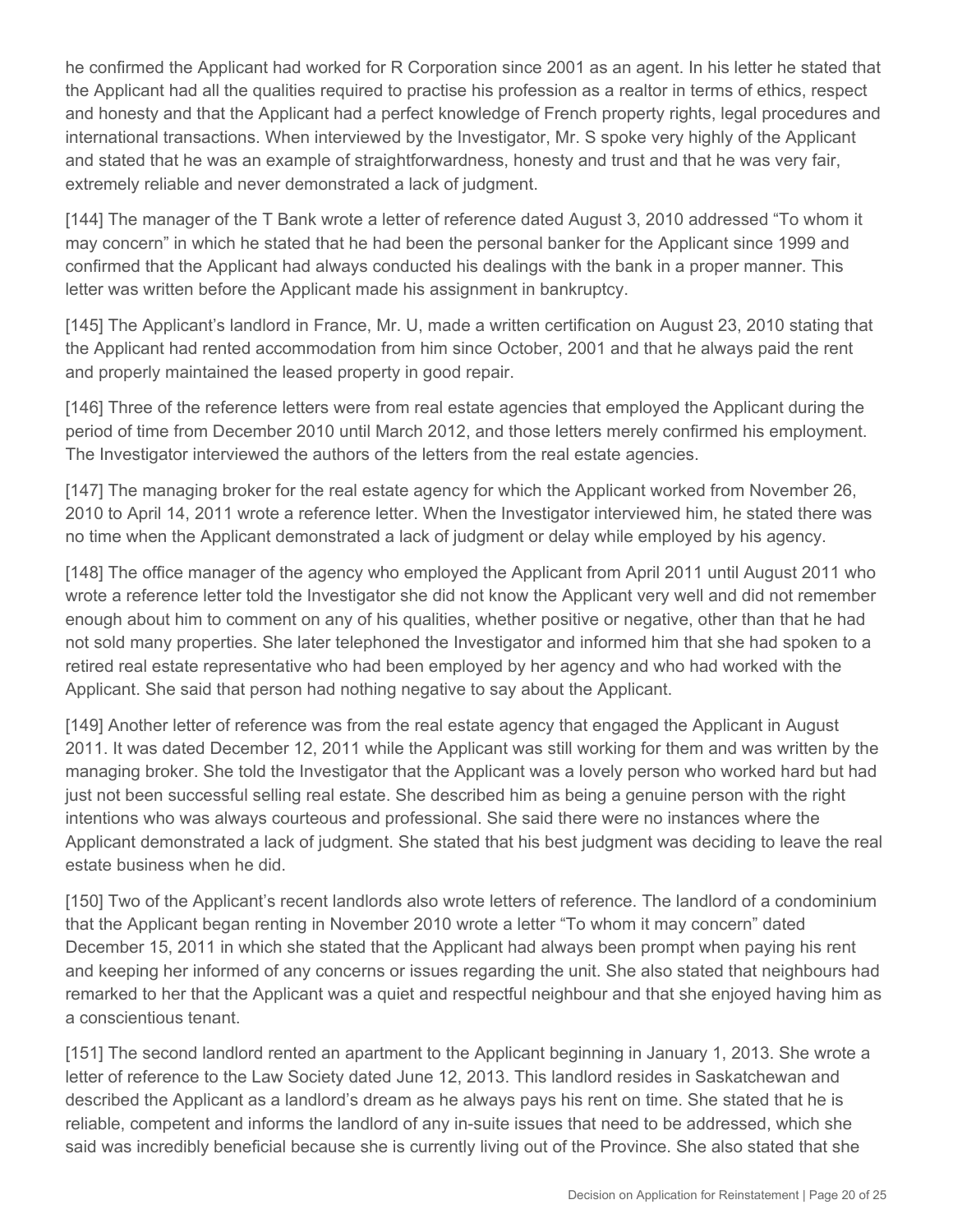he confirmed the Applicant had worked for R Corporation since 2001 as an agent. In his letter he stated that the Applicant had all the qualities required to practise his profession as a realtor in terms of ethics, respect and honesty and that the Applicant had a perfect knowledge of French property rights, legal procedures and international transactions. When interviewed by the Investigator, Mr. S spoke very highly of the Applicant and stated that he was an example of straightforwardness, honesty and trust and that he was very fair, extremely reliable and never demonstrated a lack of judgment.

[144] The manager of the T Bank wrote a letter of reference dated August 3, 2010 addressed "To whom it may concern" in which he stated that he had been the personal banker for the Applicant since 1999 and confirmed that the Applicant had always conducted his dealings with the bank in a proper manner. This letter was written before the Applicant made his assignment in bankruptcy.

[145] The Applicant's landlord in France, Mr. U, made a written certification on August 23, 2010 stating that the Applicant had rented accommodation from him since October, 2001 and that he always paid the rent and properly maintained the leased property in good repair.

[146] Three of the reference letters were from real estate agencies that employed the Applicant during the period of time from December 2010 until March 2012, and those letters merely confirmed his employment. The Investigator interviewed the authors of the letters from the real estate agencies.

[147] The managing broker for the real estate agency for which the Applicant worked from November 26, 2010 to April 14, 2011 wrote a reference letter. When the Investigator interviewed him, he stated there was no time when the Applicant demonstrated a lack of judgment or delay while employed by his agency.

[148] The office manager of the agency who employed the Applicant from April 2011 until August 2011 who wrote a reference letter told the Investigator she did not know the Applicant very well and did not remember enough about him to comment on any of his qualities, whether positive or negative, other than that he had not sold many properties. She later telephoned the Investigator and informed him that she had spoken to a retired real estate representative who had been employed by her agency and who had worked with the Applicant. She said that person had nothing negative to say about the Applicant.

[149] Another letter of reference was from the real estate agency that engaged the Applicant in August 2011. It was dated December 12, 2011 while the Applicant was still working for them and was written by the managing broker. She told the Investigator that the Applicant was a lovely person who worked hard but had just not been successful selling real estate. She described him as being a genuine person with the right intentions who was always courteous and professional. She said there were no instances where the Applicant demonstrated a lack of judgment. She stated that his best judgment was deciding to leave the real estate business when he did.

[150] Two of the Applicant's recent landlords also wrote letters of reference. The landlord of a condominium that the Applicant began renting in November 2010 wrote a letter "To whom it may concern" dated December 15, 2011 in which she stated that the Applicant had always been prompt when paying his rent and keeping her informed of any concerns or issues regarding the unit. She also stated that neighbours had remarked to her that the Applicant was a quiet and respectful neighbour and that she enjoyed having him as a conscientious tenant.

[151] The second landlord rented an apartment to the Applicant beginning in January 1, 2013. She wrote a letter of reference to the Law Society dated June 12, 2013. This landlord resides in Saskatchewan and described the Applicant as a landlord's dream as he always pays his rent on time. She stated that he is reliable, competent and informs the landlord of any in-suite issues that need to be addressed, which she said was incredibly beneficial because she is currently living out of the Province. She also stated that she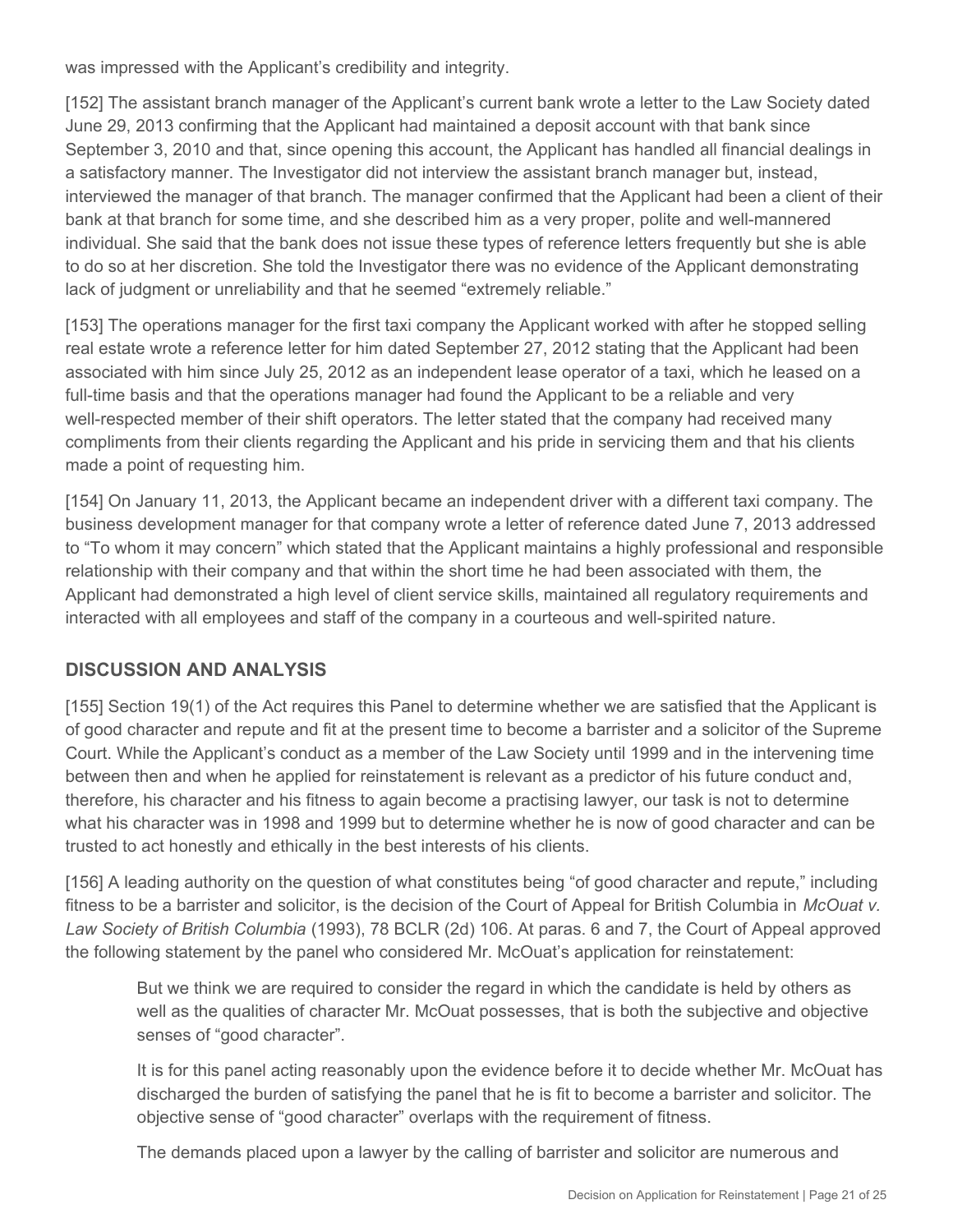was impressed with the Applicant's credibility and integrity.

[152] The assistant branch manager of the Applicant's current bank wrote a letter to the Law Society dated June 29, 2013 confirming that the Applicant had maintained a deposit account with that bank since September 3, 2010 and that, since opening this account, the Applicant has handled all financial dealings in a satisfactory manner. The Investigator did not interview the assistant branch manager but, instead, interviewed the manager of that branch. The manager confirmed that the Applicant had been a client of their bank at that branch for some time, and she described him as a very proper, polite and well-mannered individual. She said that the bank does not issue these types of reference letters frequently but she is able to do so at her discretion. She told the Investigator there was no evidence of the Applicant demonstrating lack of judgment or unreliability and that he seemed "extremely reliable."

[153] The operations manager for the first taxi company the Applicant worked with after he stopped selling real estate wrote a reference letter for him dated September 27, 2012 stating that the Applicant had been associated with him since July 25, 2012 as an independent lease operator of a taxi, which he leased on a full-time basis and that the operations manager had found the Applicant to be a reliable and very well-respected member of their shift operators. The letter stated that the company had received many compliments from their clients regarding the Applicant and his pride in servicing them and that his clients made a point of requesting him.

[154] On January 11, 2013, the Applicant became an independent driver with a different taxi company. The business development manager for that company wrote a letter of reference dated June 7, 2013 addressed to "To whom it may concern" which stated that the Applicant maintains a highly professional and responsible relationship with their company and that within the short time he had been associated with them, the Applicant had demonstrated a high level of client service skills, maintained all regulatory requirements and interacted with all employees and staff of the company in a courteous and well-spirited nature.

## DISCUSSION AND ANALYSIS

[155] Section 19(1) of the Act requires this Panel to determine whether we are satisfied that the Applicant is of good character and repute and fit at the present time to become a barrister and a solicitor of the Supreme Court. While the Applicant's conduct as a member of the Law Society until 1999 and in the intervening time between then and when he applied for reinstatement is relevant as a predictor of his future conduct and, therefore, his character and his fitness to again become a practising lawyer, our task is not to determine what his character was in 1998 and 1999 but to determine whether he is now of good character and can be trusted to act honestly and ethically in the best interests of his clients.

[156] A leading authority on the question of what constitutes being "of good character and repute," including fitness to be a barrister and solicitor, is the decision of the Court of Appeal for British Columbia in *McOuat v. Law Society of British Columbia* (1993), 78 BCLR (2d) 106. At paras. 6 and 7, the Court of Appeal approved the following statement by the panel who considered Mr. McOuat's application for reinstatement:

> But we think we are required to consider the regard in which the candidate is held by others as well as the qualities of character Mr. McOuat possesses, that is both the subjective and objective senses of "good character".
>
> It is for this panel acting reasonably upon the evidence before it to decide whether Mr. McOuat has discharged the burden of satisfying the panel that he is fit to become a barrister and solicitor. The objective sense of "good character" overlaps with the requirement of fitness.
>
> The demands placed upon a lawyer by the calling of barrister and solicitor are numerous and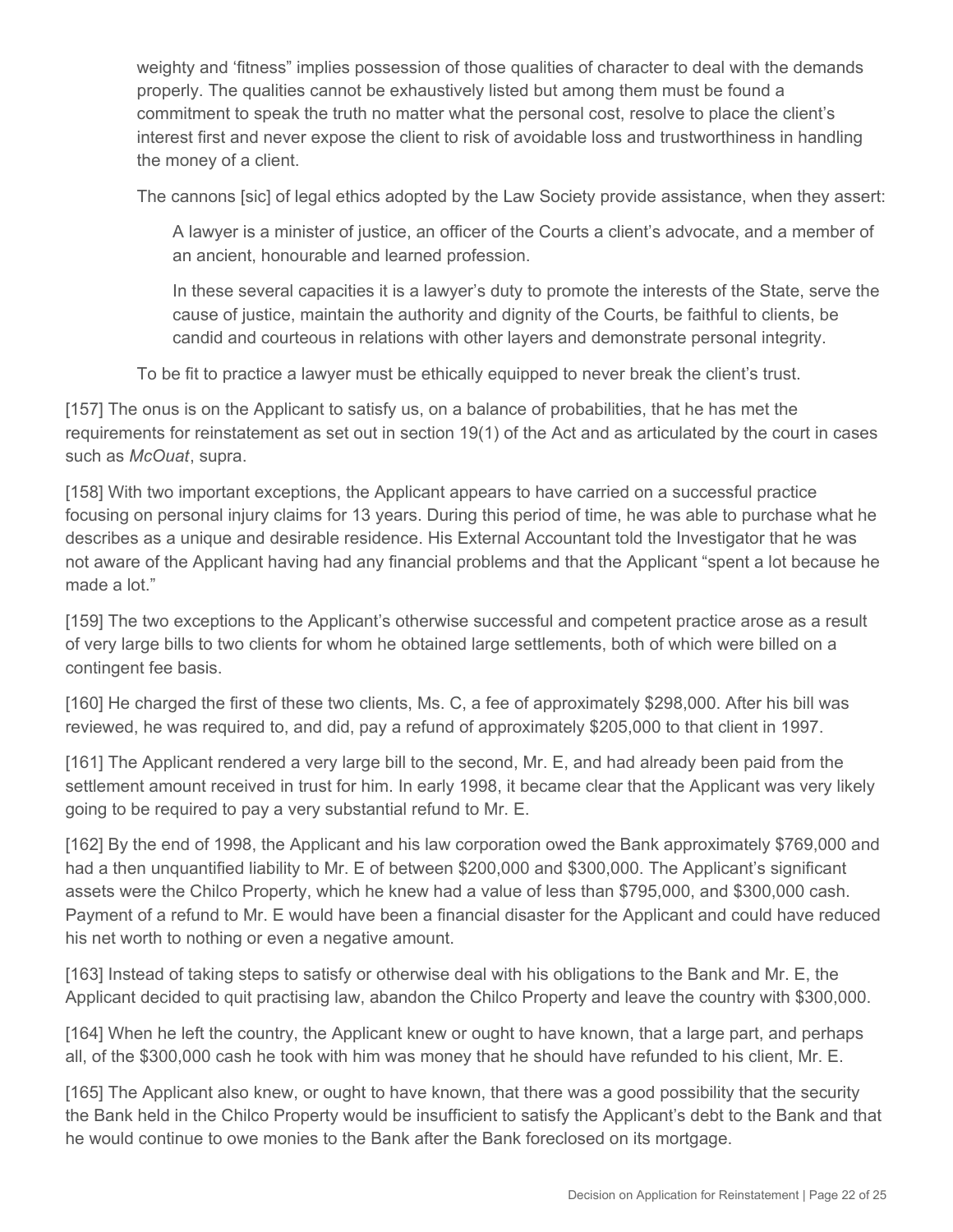> weighty and 'fitness" implies possession of those qualities of character to deal with the demands properly. The qualities cannot be exhaustively listed but among them must be found a commitment to speak the truth no matter what the personal cost, resolve to place the client's interest first and never expose the client to risk of avoidable loss and trustworthiness in handling the money of a client.
>
> The cannons [sic] of legal ethics adopted by the Law Society provide assistance, when they assert:
>
>> A lawyer is a minister of justice, an officer of the Courts a client's advocate, and a member of an ancient, honourable and learned profession.
>>
>> In these several capacities it is a lawyer's duty to promote the interests of the State, serve the cause of justice, maintain the authority and dignity of the Courts, be faithful to clients, be candid and courteous in relations with other layers and demonstrate personal integrity.
>
> To be fit to practice a lawyer must be ethically equipped to never break the client's trust.

[157] The onus is on the Applicant to satisfy us, on a balance of probabilities, that he has met the requirements for reinstatement as set out in section 19(1) of the Act and as articulated by the court in cases such as *McOuat*, supra.

[158] With two important exceptions, the Applicant appears to have carried on a successful practice focusing on personal injury claims for 13 years. During this period of time, he was able to purchase what he describes as a unique and desirable residence. His External Accountant told the Investigator that he was not aware of the Applicant having had any financial problems and that the Applicant "spent a lot because he made a lot."

[159] The two exceptions to the Applicant's otherwise successful and competent practice arose as a result of very large bills to two clients for whom he obtained large settlements, both of which were billed on a contingent fee basis.

[160] He charged the first of these two clients, Ms. C, a fee of approximately $298,000. After his bill was reviewed, he was required to, and did, pay a refund of approximately $205,000 to that client in 1997.

[161] The Applicant rendered a very large bill to the second, Mr. E, and had already been paid from the settlement amount received in trust for him. In early 1998, it became clear that the Applicant was very likely going to be required to pay a very substantial refund to Mr. E.

[162] By the end of 1998, the Applicant and his law corporation owed the Bank approximately $769,000 and had a then unquantified liability to Mr. E of between $200,000 and $300,000. The Applicant's significant assets were the Chilco Property, which he knew had a value of less than $795,000, and $300,000 cash. Payment of a refund to Mr. E would have been a financial disaster for the Applicant and could have reduced his net worth to nothing or even a negative amount.

[163] Instead of taking steps to satisfy or otherwise deal with his obligations to the Bank and Mr. E, the Applicant decided to quit practising law, abandon the Chilco Property and leave the country with $300,000.

[164] When he left the country, the Applicant knew or ought to have known, that a large part, and perhaps all, of the $300,000 cash he took with him was money that he should have refunded to his client, Mr. E.

[165] The Applicant also knew, or ought to have known, that there was a good possibility that the security the Bank held in the Chilco Property would be insufficient to satisfy the Applicant's debt to the Bank and that he would continue to owe monies to the Bank after the Bank foreclosed on its mortgage.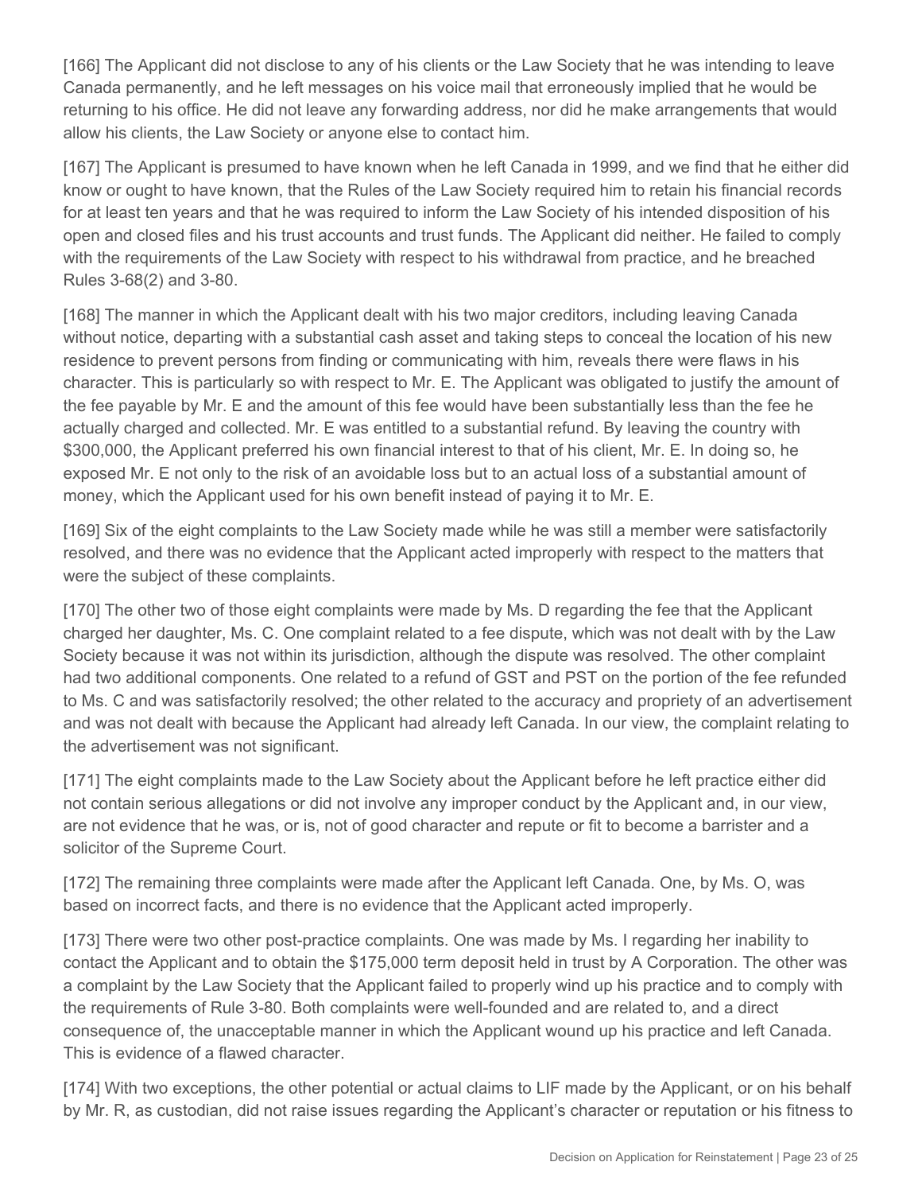[166] The Applicant did not disclose to any of his clients or the Law Society that he was intending to leave Canada permanently, and he left messages on his voice mail that erroneously implied that he would be returning to his office. He did not leave any forwarding address, nor did he make arrangements that would allow his clients, the Law Society or anyone else to contact him.

[167] The Applicant is presumed to have known when he left Canada in 1999, and we find that he either did know or ought to have known, that the Rules of the Law Society required him to retain his financial records for at least ten years and that he was required to inform the Law Society of his intended disposition of his open and closed files and his trust accounts and trust funds. The Applicant did neither. He failed to comply with the requirements of the Law Society with respect to his withdrawal from practice, and he breached Rules 3-68(2) and 3-80.

[168] The manner in which the Applicant dealt with his two major creditors, including leaving Canada without notice, departing with a substantial cash asset and taking steps to conceal the location of his new residence to prevent persons from finding or communicating with him, reveals there were flaws in his character. This is particularly so with respect to Mr. E. The Applicant was obligated to justify the amount of the fee payable by Mr. E and the amount of this fee would have been substantially less than the fee he actually charged and collected. Mr. E was entitled to a substantial refund. By leaving the country with $300,000, the Applicant preferred his own financial interest to that of his client, Mr. E. In doing so, he exposed Mr. E not only to the risk of an avoidable loss but to an actual loss of a substantial amount of money, which the Applicant used for his own benefit instead of paying it to Mr. E.

[169] Six of the eight complaints to the Law Society made while he was still a member were satisfactorily resolved, and there was no evidence that the Applicant acted improperly with respect to the matters that were the subject of these complaints.

[170] The other two of those eight complaints were made by Ms. D regarding the fee that the Applicant charged her daughter, Ms. C. One complaint related to a fee dispute, which was not dealt with by the Law Society because it was not within its jurisdiction, although the dispute was resolved. The other complaint had two additional components. One related to a refund of GST and PST on the portion of the fee refunded to Ms. C and was satisfactorily resolved; the other related to the accuracy and propriety of an advertisement and was not dealt with because the Applicant had already left Canada. In our view, the complaint relating to the advertisement was not significant.

[171] The eight complaints made to the Law Society about the Applicant before he left practice either did not contain serious allegations or did not involve any improper conduct by the Applicant and, in our view, are not evidence that he was, or is, not of good character and repute or fit to become a barrister and a solicitor of the Supreme Court.

[172] The remaining three complaints were made after the Applicant left Canada. One, by Ms. O, was based on incorrect facts, and there is no evidence that the Applicant acted improperly.

[173] There were two other post-practice complaints. One was made by Ms. I regarding her inability to contact the Applicant and to obtain the $175,000 term deposit held in trust by A Corporation. The other was a complaint by the Law Society that the Applicant failed to properly wind up his practice and to comply with the requirements of Rule 3-80. Both complaints were well-founded and are related to, and a direct consequence of, the unacceptable manner in which the Applicant wound up his practice and left Canada. This is evidence of a flawed character.

[174] With two exceptions, the other potential or actual claims to LIF made by the Applicant, or on his behalf by Mr. R, as custodian, did not raise issues regarding the Applicant's character or reputation or his fitness to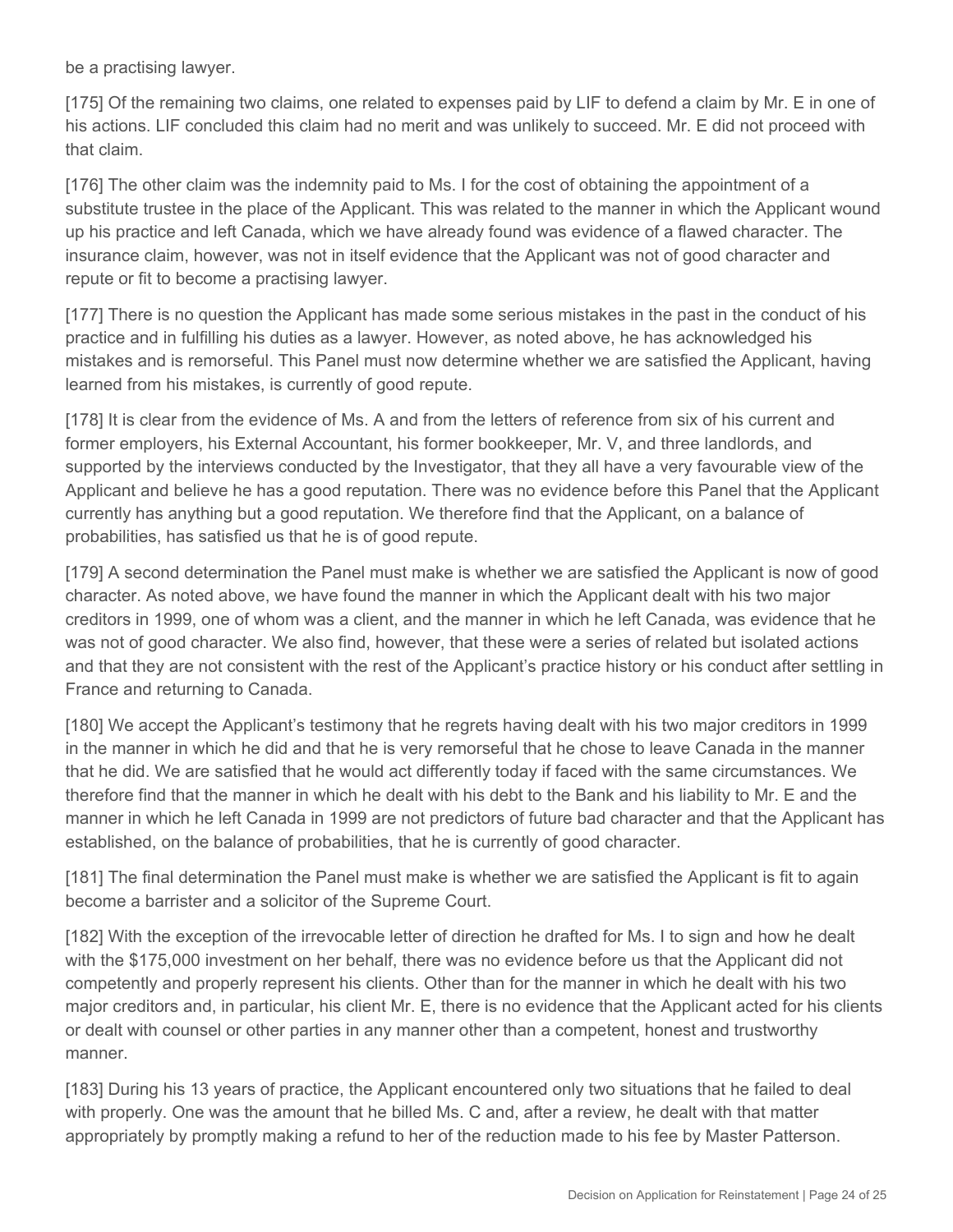be a practising lawyer.

[175] Of the remaining two claims, one related to expenses paid by LIF to defend a claim by Mr. E in one of his actions. LIF concluded this claim had no merit and was unlikely to succeed. Mr. E did not proceed with that claim.

[176] The other claim was the indemnity paid to Ms. I for the cost of obtaining the appointment of a substitute trustee in the place of the Applicant. This was related to the manner in which the Applicant wound up his practice and left Canada, which we have already found was evidence of a flawed character. The insurance claim, however, was not in itself evidence that the Applicant was not of good character and repute or fit to become a practising lawyer.

[177] There is no question the Applicant has made some serious mistakes in the past in the conduct of his practice and in fulfilling his duties as a lawyer. However, as noted above, he has acknowledged his mistakes and is remorseful. This Panel must now determine whether we are satisfied the Applicant, having learned from his mistakes, is currently of good repute.

[178] It is clear from the evidence of Ms. A and from the letters of reference from six of his current and former employers, his External Accountant, his former bookkeeper, Mr. V, and three landlords, and supported by the interviews conducted by the Investigator, that they all have a very favourable view of the Applicant and believe he has a good reputation. There was no evidence before this Panel that the Applicant currently has anything but a good reputation. We therefore find that the Applicant, on a balance of probabilities, has satisfied us that he is of good repute.

[179] A second determination the Panel must make is whether we are satisfied the Applicant is now of good character. As noted above, we have found the manner in which the Applicant dealt with his two major creditors in 1999, one of whom was a client, and the manner in which he left Canada, was evidence that he was not of good character. We also find, however, that these were a series of related but isolated actions and that they are not consistent with the rest of the Applicant's practice history or his conduct after settling in France and returning to Canada.

[180] We accept the Applicant's testimony that he regrets having dealt with his two major creditors in 1999 in the manner in which he did and that he is very remorseful that he chose to leave Canada in the manner that he did. We are satisfied that he would act differently today if faced with the same circumstances. We therefore find that the manner in which he dealt with his debt to the Bank and his liability to Mr. E and the manner in which he left Canada in 1999 are not predictors of future bad character and that the Applicant has established, on the balance of probabilities, that he is currently of good character.

[181] The final determination the Panel must make is whether we are satisfied the Applicant is fit to again become a barrister and a solicitor of the Supreme Court.

[182] With the exception of the irrevocable letter of direction he drafted for Ms. I to sign and how he dealt with the $175,000 investment on her behalf, there was no evidence before us that the Applicant did not competently and properly represent his clients. Other than for the manner in which he dealt with his two major creditors and, in particular, his client Mr. E, there is no evidence that the Applicant acted for his clients or dealt with counsel or other parties in any manner other than a competent, honest and trustworthy manner.

[183] During his 13 years of practice, the Applicant encountered only two situations that he failed to deal with properly. One was the amount that he billed Ms. C and, after a review, he dealt with that matter appropriately by promptly making a refund to her of the reduction made to his fee by Master Patterson.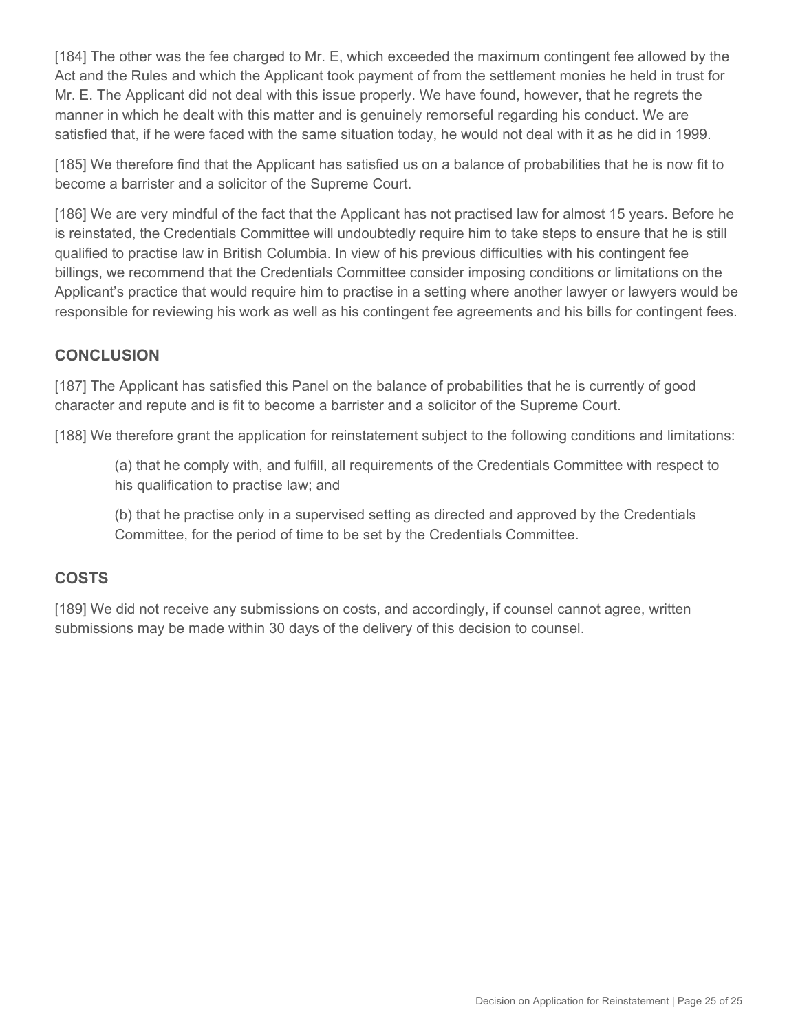[184] The other was the fee charged to Mr. E, which exceeded the maximum contingent fee allowed by the Act and the Rules and which the Applicant took payment of from the settlement monies he held in trust for Mr. E. The Applicant did not deal with this issue properly. We have found, however, that he regrets the manner in which he dealt with this matter and is genuinely remorseful regarding his conduct. We are satisfied that, if he were faced with the same situation today, he would not deal with it as he did in 1999.

[185] We therefore find that the Applicant has satisfied us on a balance of probabilities that he is now fit to become a barrister and a solicitor of the Supreme Court.

[186] We are very mindful of the fact that the Applicant has not practised law for almost 15 years. Before he is reinstated, the Credentials Committee will undoubtedly require him to take steps to ensure that he is still qualified to practise law in British Columbia. In view of his previous difficulties with his contingent fee billings, we recommend that the Credentials Committee consider imposing conditions or limitations on the Applicant's practice that would require him to practise in a setting where another lawyer or lawyers would be responsible for reviewing his work as well as his contingent fee agreements and his bills for contingent fees.

## CONCLUSION

[187] The Applicant has satisfied this Panel on the balance of probabilities that he is currently of good character and repute and is fit to become a barrister and a solicitor of the Supreme Court.

[188] We therefore grant the application for reinstatement subject to the following conditions and limitations:

(a) that he comply with, and fulfill, all requirements of the Credentials Committee with respect to his qualification to practise law; and

(b) that he practise only in a supervised setting as directed and approved by the Credentials Committee, for the period of time to be set by the Credentials Committee.

## COSTS

[189] We did not receive any submissions on costs, and accordingly, if counsel cannot agree, written submissions may be made within 30 days of the delivery of this decision to counsel.